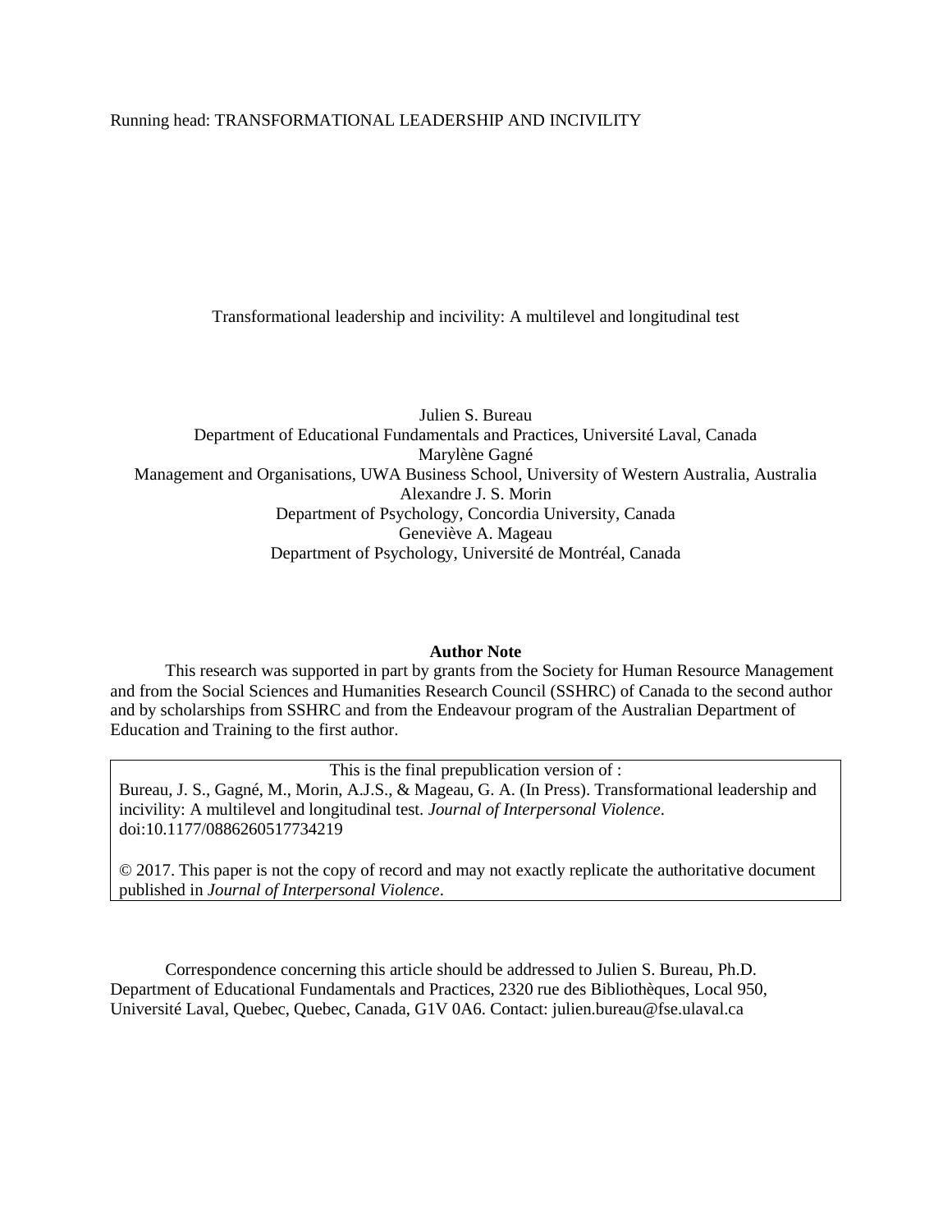Running head: TRANSFORMATIONAL LEADERSHIP AND INCIVILITY

# Transformational leadership and incivility: A multilevel and longitudinal test

Julien S. Bureau
Department of Educational Fundamentals and Practices, Université Laval, Canada
Marylène Gagné
Management and Organisations, UWA Business School, University of Western Australia, Australia
Alexandre J. S. Morin
Department of Psychology, Concordia University, Canada
Geneviève A. Mageau
Department of Psychology, Université de Montréal, Canada

**Author Note**

This research was supported in part by grants from the Society for Human Resource Management and from the Social Sciences and Humanities Research Council (SSHRC) of Canada to the second author and by scholarships from SSHRC and from the Endeavour program of the Australian Department of Education and Training to the first author.

This is the final prepublication version of :
Bureau, J. S., Gagné, M., Morin, A.J.S., & Mageau, G. A. (In Press). Transformational leadership and incivility: A multilevel and longitudinal test. *Journal of Interpersonal Violence*. doi:10.1177/0886260517734219

© 2017. This paper is not the copy of record and may not exactly replicate the authoritative document published in *Journal of Interpersonal Violence*.

Correspondence concerning this article should be addressed to Julien S. Bureau, Ph.D. Department of Educational Fundamentals and Practices, 2320 rue des Bibliothèques, Local 950, Université Laval, Quebec, Quebec, Canada, G1V 0A6. Contact: julien.bureau@fse.ulaval.ca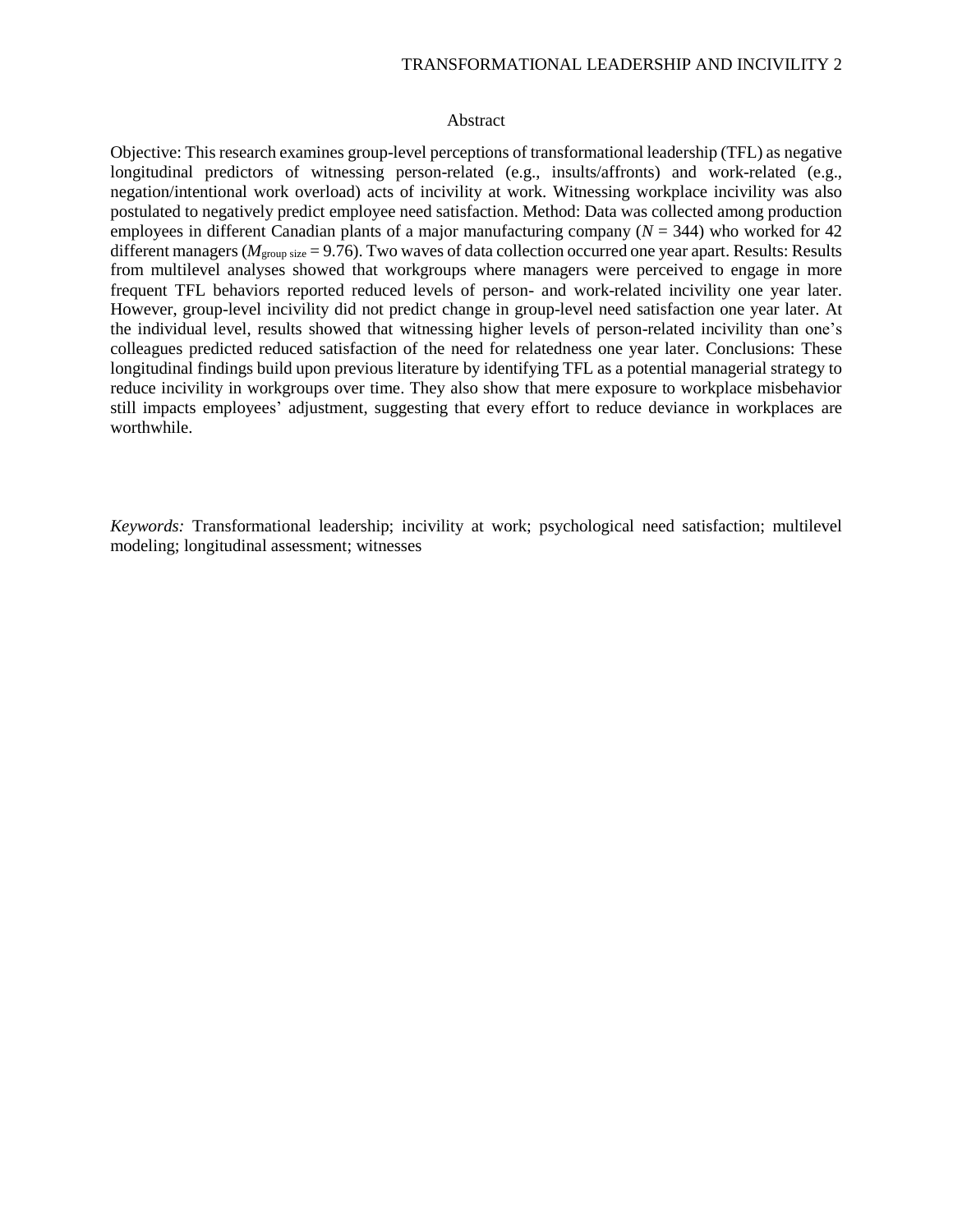# Abstract

Objective: This research examines group-level perceptions of transformational leadership (TFL) as negative longitudinal predictors of witnessing person-related (e.g., insults/affronts) and work-related (e.g., negation/intentional work overload) acts of incivility at work. Witnessing workplace incivility was also postulated to negatively predict employee need satisfaction. Method: Data was collected among production employees in different Canadian plants of a major manufacturing company ($N$ = 344) who worked for 42 different managers ($M_{\text{group size}}$ = 9.76). Two waves of data collection occurred one year apart. Results: Results from multilevel analyses showed that workgroups where managers were perceived to engage in more frequent TFL behaviors reported reduced levels of person- and work-related incivility one year later. However, group-level incivility did not predict change in group-level need satisfaction one year later. At the individual level, results showed that witnessing higher levels of person-related incivility than one's colleagues predicted reduced satisfaction of the need for relatedness one year later. Conclusions: These longitudinal findings build upon previous literature by identifying TFL as a potential managerial strategy to reduce incivility in workgroups over time. They also show that mere exposure to workplace misbehavior still impacts employees' adjustment, suggesting that every effort to reduce deviance in workplaces are worthwhile.

*Keywords:* Transformational leadership; incivility at work; psychological need satisfaction; multilevel modeling; longitudinal assessment; witnesses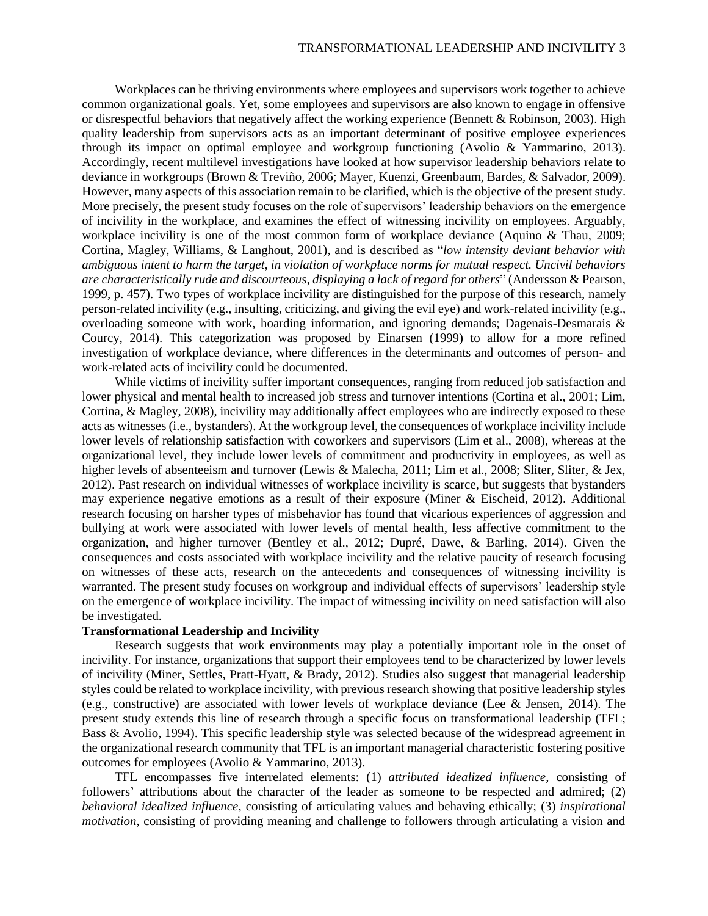Workplaces can be thriving environments where employees and supervisors work together to achieve common organizational goals. Yet, some employees and supervisors are also known to engage in offensive or disrespectful behaviors that negatively affect the working experience (Bennett & Robinson, 2003). High quality leadership from supervisors acts as an important determinant of positive employee experiences through its impact on optimal employee and workgroup functioning (Avolio & Yammarino, 2013). Accordingly, recent multilevel investigations have looked at how supervisor leadership behaviors relate to deviance in workgroups (Brown & Treviño, 2006; Mayer, Kuenzi, Greenbaum, Bardes, & Salvador, 2009). However, many aspects of this association remain to be clarified, which is the objective of the present study. More precisely, the present study focuses on the role of supervisors' leadership behaviors on the emergence of incivility in the workplace, and examines the effect of witnessing incivility on employees. Arguably, workplace incivility is one of the most common form of workplace deviance (Aquino & Thau, 2009; Cortina, Magley, Williams, & Langhout, 2001), and is described as "*low intensity deviant behavior with ambiguous intent to harm the target, in violation of workplace norms for mutual respect. Uncivil behaviors are characteristically rude and discourteous, displaying a lack of regard for others*" (Andersson & Pearson, 1999, p. 457). Two types of workplace incivility are distinguished for the purpose of this research, namely person-related incivility (e.g., insulting, criticizing, and giving the evil eye) and work-related incivility (e.g., overloading someone with work, hoarding information, and ignoring demands; Dagenais-Desmarais & Courcy, 2014). This categorization was proposed by Einarsen (1999) to allow for a more refined investigation of workplace deviance, where differences in the determinants and outcomes of person- and work-related acts of incivility could be documented.

While victims of incivility suffer important consequences, ranging from reduced job satisfaction and lower physical and mental health to increased job stress and turnover intentions (Cortina et al., 2001; Lim, Cortina, & Magley, 2008), incivility may additionally affect employees who are indirectly exposed to these acts as witnesses (i.e., bystanders). At the workgroup level, the consequences of workplace incivility include lower levels of relationship satisfaction with coworkers and supervisors (Lim et al., 2008), whereas at the organizational level, they include lower levels of commitment and productivity in employees, as well as higher levels of absenteeism and turnover (Lewis & Malecha, 2011; Lim et al., 2008; Sliter, Sliter, & Jex, 2012). Past research on individual witnesses of workplace incivility is scarce, but suggests that bystanders may experience negative emotions as a result of their exposure (Miner & Eischeid, 2012). Additional research focusing on harsher types of misbehavior has found that vicarious experiences of aggression and bullying at work were associated with lower levels of mental health, less affective commitment to the organization, and higher turnover (Bentley et al., 2012; Dupré, Dawe, & Barling, 2014). Given the consequences and costs associated with workplace incivility and the relative paucity of research focusing on witnesses of these acts, research on the antecedents and consequences of witnessing incivility is warranted. The present study focuses on workgroup and individual effects of supervisors' leadership style on the emergence of workplace incivility. The impact of witnessing incivility on need satisfaction will also be investigated.

## Transformational Leadership and Incivility

Research suggests that work environments may play a potentially important role in the onset of incivility. For instance, organizations that support their employees tend to be characterized by lower levels of incivility (Miner, Settles, Pratt-Hyatt, & Brady, 2012). Studies also suggest that managerial leadership styles could be related to workplace incivility, with previous research showing that positive leadership styles (e.g., constructive) are associated with lower levels of workplace deviance (Lee & Jensen, 2014). The present study extends this line of research through a specific focus on transformational leadership (TFL; Bass & Avolio, 1994). This specific leadership style was selected because of the widespread agreement in the organizational research community that TFL is an important managerial characteristic fostering positive outcomes for employees (Avolio & Yammarino, 2013).

TFL encompasses five interrelated elements: (1) *attributed idealized influence*, consisting of followers' attributions about the character of the leader as someone to be respected and admired; (2) *behavioral idealized influence*, consisting of articulating values and behaving ethically; (3) *inspirational motivation*, consisting of providing meaning and challenge to followers through articulating a vision and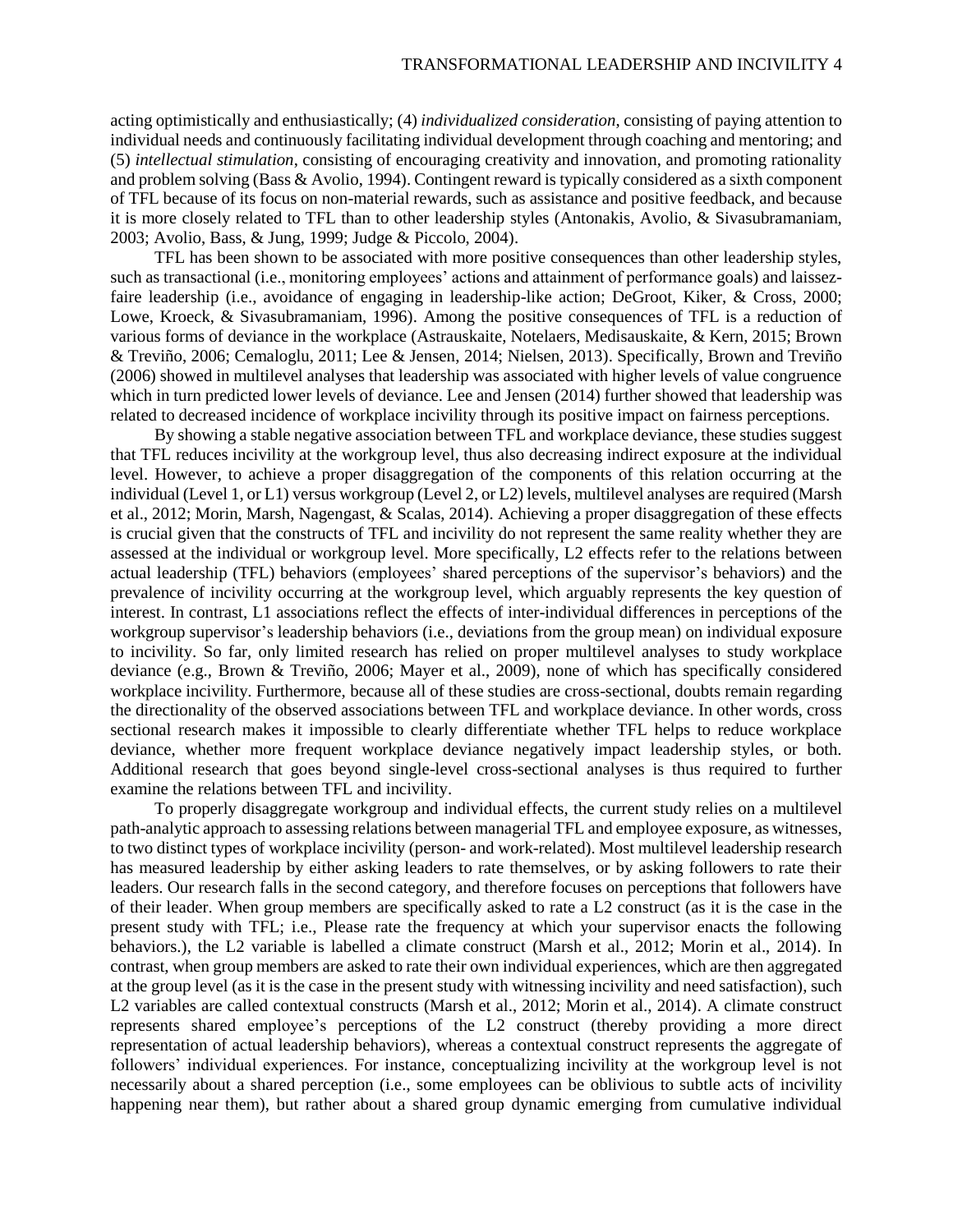acting optimistically and enthusiastically; (4) *individualized consideration*, consisting of paying attention to individual needs and continuously facilitating individual development through coaching and mentoring; and (5) *intellectual stimulation*, consisting of encouraging creativity and innovation, and promoting rationality and problem solving (Bass & Avolio, 1994). Contingent reward is typically considered as a sixth component of TFL because of its focus on non-material rewards, such as assistance and positive feedback, and because it is more closely related to TFL than to other leadership styles (Antonakis, Avolio, & Sivasubramaniam, 2003; Avolio, Bass, & Jung, 1999; Judge & Piccolo, 2004).

TFL has been shown to be associated with more positive consequences than other leadership styles, such as transactional (i.e., monitoring employees' actions and attainment of performance goals) and laissez-faire leadership (i.e., avoidance of engaging in leadership-like action; DeGroot, Kiker, & Cross, 2000; Lowe, Kroeck, & Sivasubramaniam, 1996). Among the positive consequences of TFL is a reduction of various forms of deviance in the workplace (Astrauskaite, Notelaers, Medisauskaite, & Kern, 2015; Brown & Treviño, 2006; Cemaloglu, 2011; Lee & Jensen, 2014; Nielsen, 2013). Specifically, Brown and Treviño (2006) showed in multilevel analyses that leadership was associated with higher levels of value congruence which in turn predicted lower levels of deviance. Lee and Jensen (2014) further showed that leadership was related to decreased incidence of workplace incivility through its positive impact on fairness perceptions.

By showing a stable negative association between TFL and workplace deviance, these studies suggest that TFL reduces incivility at the workgroup level, thus also decreasing indirect exposure at the individual level. However, to achieve a proper disaggregation of the components of this relation occurring at the individual (Level 1, or L1) versus workgroup (Level 2, or L2) levels, multilevel analyses are required (Marsh et al., 2012; Morin, Marsh, Nagengast, & Scalas, 2014). Achieving a proper disaggregation of these effects is crucial given that the constructs of TFL and incivility do not represent the same reality whether they are assessed at the individual or workgroup level. More specifically, L2 effects refer to the relations between actual leadership (TFL) behaviors (employees' shared perceptions of the supervisor's behaviors) and the prevalence of incivility occurring at the workgroup level, which arguably represents the key question of interest. In contrast, L1 associations reflect the effects of inter-individual differences in perceptions of the workgroup supervisor's leadership behaviors (i.e., deviations from the group mean) on individual exposure to incivility. So far, only limited research has relied on proper multilevel analyses to study workplace deviance (e.g., Brown & Treviño, 2006; Mayer et al., 2009), none of which has specifically considered workplace incivility. Furthermore, because all of these studies are cross-sectional, doubts remain regarding the directionality of the observed associations between TFL and workplace deviance. In other words, cross sectional research makes it impossible to clearly differentiate whether TFL helps to reduce workplace deviance, whether more frequent workplace deviance negatively impact leadership styles, or both. Additional research that goes beyond single-level cross-sectional analyses is thus required to further examine the relations between TFL and incivility.

To properly disaggregate workgroup and individual effects, the current study relies on a multilevel path-analytic approach to assessing relations between managerial TFL and employee exposure, as witnesses, to two distinct types of workplace incivility (person- and work-related). Most multilevel leadership research has measured leadership by either asking leaders to rate themselves, or by asking followers to rate their leaders. Our research falls in the second category, and therefore focuses on perceptions that followers have of their leader. When group members are specifically asked to rate a L2 construct (as it is the case in the present study with TFL; i.e., Please rate the frequency at which your supervisor enacts the following behaviors.), the L2 variable is labelled a climate construct (Marsh et al., 2012; Morin et al., 2014). In contrast, when group members are asked to rate their own individual experiences, which are then aggregated at the group level (as it is the case in the present study with witnessing incivility and need satisfaction), such L2 variables are called contextual constructs (Marsh et al., 2012; Morin et al., 2014). A climate construct represents shared employee's perceptions of the L2 construct (thereby providing a more direct representation of actual leadership behaviors), whereas a contextual construct represents the aggregate of followers' individual experiences. For instance, conceptualizing incivility at the workgroup level is not necessarily about a shared perception (i.e., some employees can be oblivious to subtle acts of incivility happening near them), but rather about a shared group dynamic emerging from cumulative individual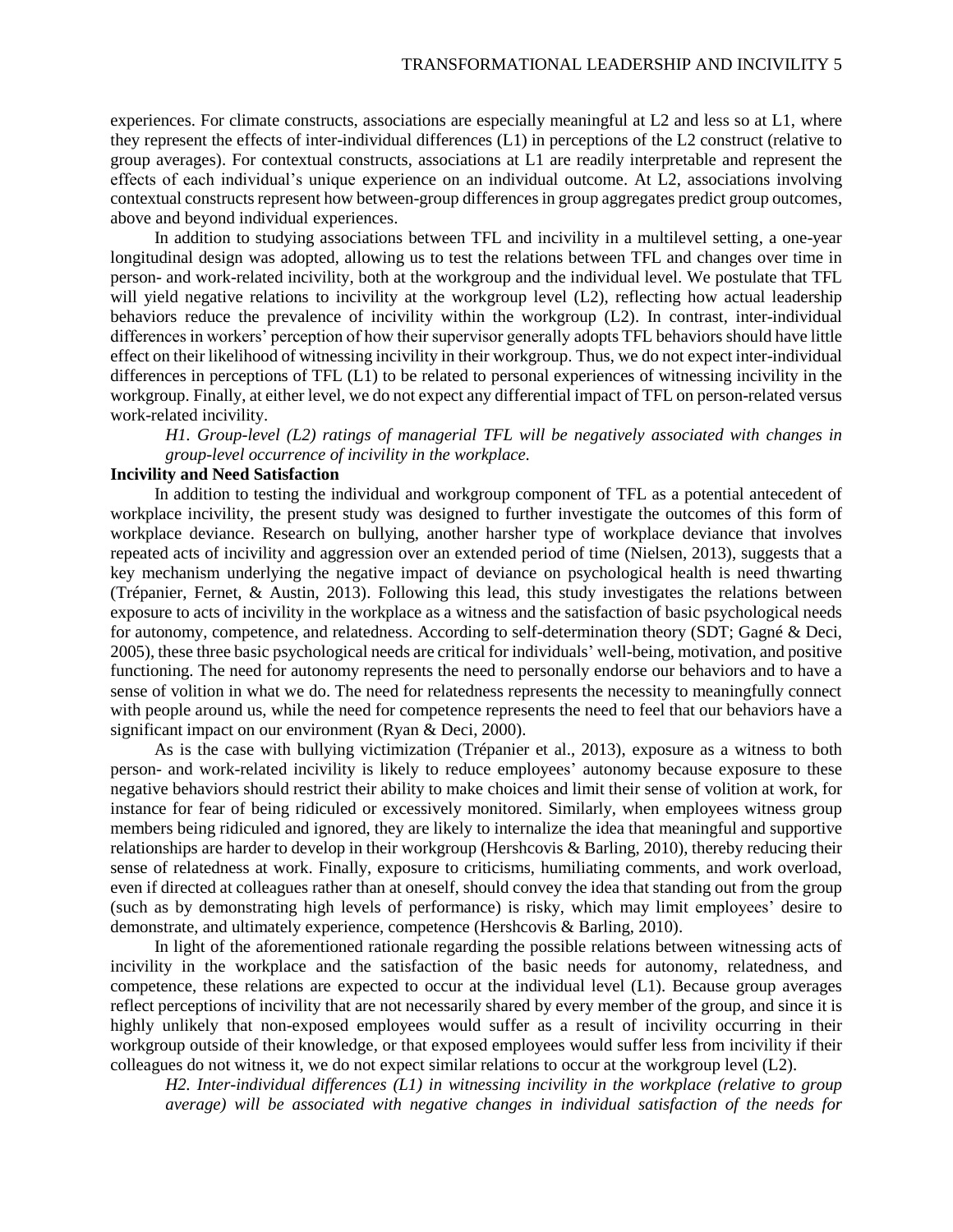experiences. For climate constructs, associations are especially meaningful at L2 and less so at L1, where they represent the effects of inter-individual differences (L1) in perceptions of the L2 construct (relative to group averages). For contextual constructs, associations at L1 are readily interpretable and represent the effects of each individual's unique experience on an individual outcome. At L2, associations involving contextual constructs represent how between-group differences in group aggregates predict group outcomes, above and beyond individual experiences.

In addition to studying associations between TFL and incivility in a multilevel setting, a one-year longitudinal design was adopted, allowing us to test the relations between TFL and changes over time in person- and work-related incivility, both at the workgroup and the individual level. We postulate that TFL will yield negative relations to incivility at the workgroup level (L2), reflecting how actual leadership behaviors reduce the prevalence of incivility within the workgroup (L2). In contrast, inter-individual differences in workers' perception of how their supervisor generally adopts TFL behaviors should have little effect on their likelihood of witnessing incivility in their workgroup. Thus, we do not expect inter-individual differences in perceptions of TFL (L1) to be related to personal experiences of witnessing incivility in the workgroup. Finally, at either level, we do not expect any differential impact of TFL on person-related versus work-related incivility.

> *H1. Group-level (L2) ratings of managerial TFL will be negatively associated with changes in group-level occurrence of incivility in the workplace.*

**Incivility and Need Satisfaction**

In addition to testing the individual and workgroup component of TFL as a potential antecedent of workplace incivility, the present study was designed to further investigate the outcomes of this form of workplace deviance. Research on bullying, another harsher type of workplace deviance that involves repeated acts of incivility and aggression over an extended period of time (Nielsen, 2013), suggests that a key mechanism underlying the negative impact of deviance on psychological health is need thwarting (Trépanier, Fernet, & Austin, 2013). Following this lead, this study investigates the relations between exposure to acts of incivility in the workplace as a witness and the satisfaction of basic psychological needs for autonomy, competence, and relatedness. According to self-determination theory (SDT; Gagné & Deci, 2005), these three basic psychological needs are critical for individuals' well-being, motivation, and positive functioning. The need for autonomy represents the need to personally endorse our behaviors and to have a sense of volition in what we do. The need for relatedness represents the necessity to meaningfully connect with people around us, while the need for competence represents the need to feel that our behaviors have a significant impact on our environment (Ryan & Deci, 2000).

As is the case with bullying victimization (Trépanier et al., 2013), exposure as a witness to both person- and work-related incivility is likely to reduce employees' autonomy because exposure to these negative behaviors should restrict their ability to make choices and limit their sense of volition at work, for instance for fear of being ridiculed or excessively monitored. Similarly, when employees witness group members being ridiculed and ignored, they are likely to internalize the idea that meaningful and supportive relationships are harder to develop in their workgroup (Hershcovis & Barling, 2010), thereby reducing their sense of relatedness at work. Finally, exposure to criticisms, humiliating comments, and work overload, even if directed at colleagues rather than at oneself, should convey the idea that standing out from the group (such as by demonstrating high levels of performance) is risky, which may limit employees' desire to demonstrate, and ultimately experience, competence (Hershcovis & Barling, 2010).

In light of the aforementioned rationale regarding the possible relations between witnessing acts of incivility in the workplace and the satisfaction of the basic needs for autonomy, relatedness, and competence, these relations are expected to occur at the individual level (L1). Because group averages reflect perceptions of incivility that are not necessarily shared by every member of the group, and since it is highly unlikely that non-exposed employees would suffer as a result of incivility occurring in their workgroup outside of their knowledge, or that exposed employees would suffer less from incivility if their colleagues do not witness it, we do not expect similar relations to occur at the workgroup level (L2).

> *H2. Inter-individual differences (L1) in witnessing incivility in the workplace (relative to group average) will be associated with negative changes in individual satisfaction of the needs for*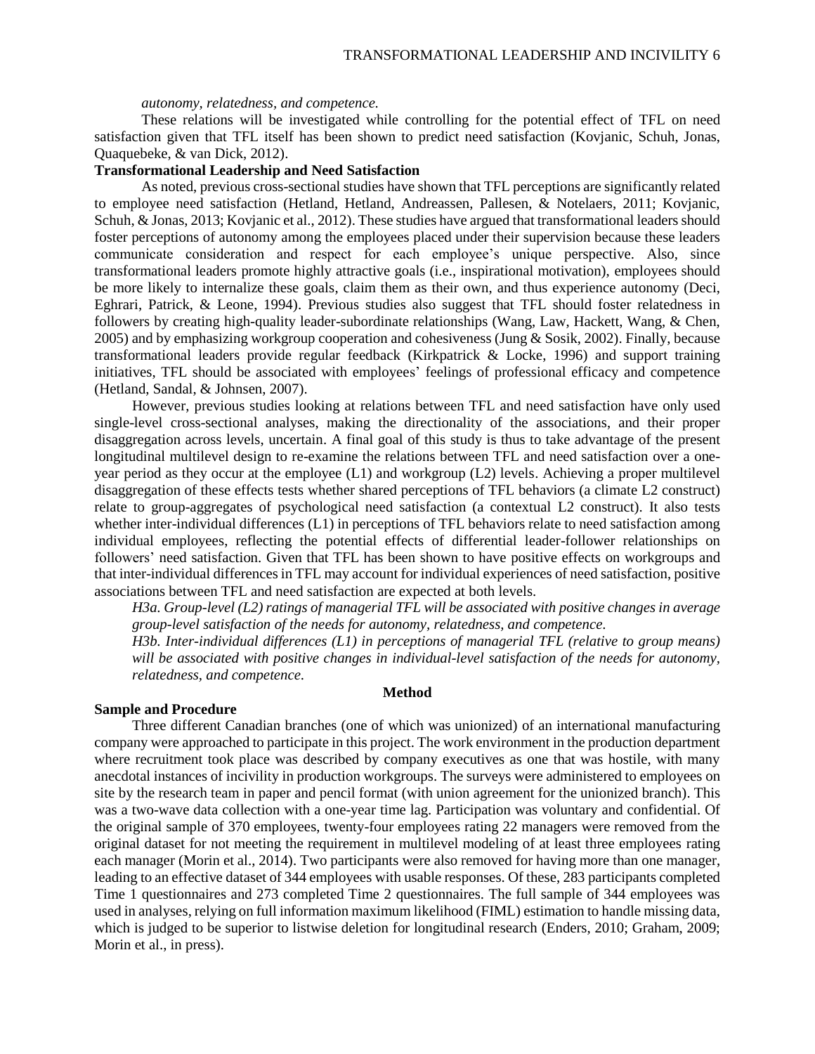*autonomy, relatedness, and competence.*

These relations will be investigated while controlling for the potential effect of TFL on need satisfaction given that TFL itself has been shown to predict need satisfaction (Kovjanic, Schuh, Jonas, Quaquebeke, & van Dick, 2012).

**Transformational Leadership and Need Satisfaction**

As noted, previous cross-sectional studies have shown that TFL perceptions are significantly related to employee need satisfaction (Hetland, Hetland, Andreassen, Pallesen, & Notelaers, 2011; Kovjanic, Schuh, & Jonas, 2013; Kovjanic et al., 2012). These studies have argued that transformational leaders should foster perceptions of autonomy among the employees placed under their supervision because these leaders communicate consideration and respect for each employee's unique perspective. Also, since transformational leaders promote highly attractive goals (i.e., inspirational motivation), employees should be more likely to internalize these goals, claim them as their own, and thus experience autonomy (Deci, Eghrari, Patrick, & Leone, 1994). Previous studies also suggest that TFL should foster relatedness in followers by creating high-quality leader-subordinate relationships (Wang, Law, Hackett, Wang, & Chen, 2005) and by emphasizing workgroup cooperation and cohesiveness (Jung & Sosik, 2002). Finally, because transformational leaders provide regular feedback (Kirkpatrick & Locke, 1996) and support training initiatives, TFL should be associated with employees' feelings of professional efficacy and competence (Hetland, Sandal, & Johnsen, 2007).

However, previous studies looking at relations between TFL and need satisfaction have only used single-level cross-sectional analyses, making the directionality of the associations, and their proper disaggregation across levels, uncertain. A final goal of this study is thus to take advantage of the present longitudinal multilevel design to re-examine the relations between TFL and need satisfaction over a one-year period as they occur at the employee (L1) and workgroup (L2) levels. Achieving a proper multilevel disaggregation of these effects tests whether shared perceptions of TFL behaviors (a climate L2 construct) relate to group-aggregates of psychological need satisfaction (a contextual L2 construct). It also tests whether inter-individual differences (L1) in perceptions of TFL behaviors relate to need satisfaction among individual employees, reflecting the potential effects of differential leader-follower relationships on followers' need satisfaction. Given that TFL has been shown to have positive effects on workgroups and that inter-individual differences in TFL may account for individual experiences of need satisfaction, positive associations between TFL and need satisfaction are expected at both levels.

*H3a. Group-level (L2) ratings of managerial TFL will be associated with positive changes in average group-level satisfaction of the needs for autonomy, relatedness, and competence.*

*H3b. Inter-individual differences (L1) in perceptions of managerial TFL (relative to group means) will be associated with positive changes in individual-level satisfaction of the needs for autonomy, relatedness, and competence.*

## Method

**Sample and Procedure**

Three different Canadian branches (one of which was unionized) of an international manufacturing company were approached to participate in this project. The work environment in the production department where recruitment took place was described by company executives as one that was hostile, with many anecdotal instances of incivility in production workgroups. The surveys were administered to employees on site by the research team in paper and pencil format (with union agreement for the unionized branch). This was a two-wave data collection with a one-year time lag. Participation was voluntary and confidential. Of the original sample of 370 employees, twenty-four employees rating 22 managers were removed from the original dataset for not meeting the requirement in multilevel modeling of at least three employees rating each manager (Morin et al., 2014). Two participants were also removed for having more than one manager, leading to an effective dataset of 344 employees with usable responses. Of these, 283 participants completed Time 1 questionnaires and 273 completed Time 2 questionnaires. The full sample of 344 employees was used in analyses, relying on full information maximum likelihood (FIML) estimation to handle missing data, which is judged to be superior to listwise deletion for longitudinal research (Enders, 2010; Graham, 2009; Morin et al., in press).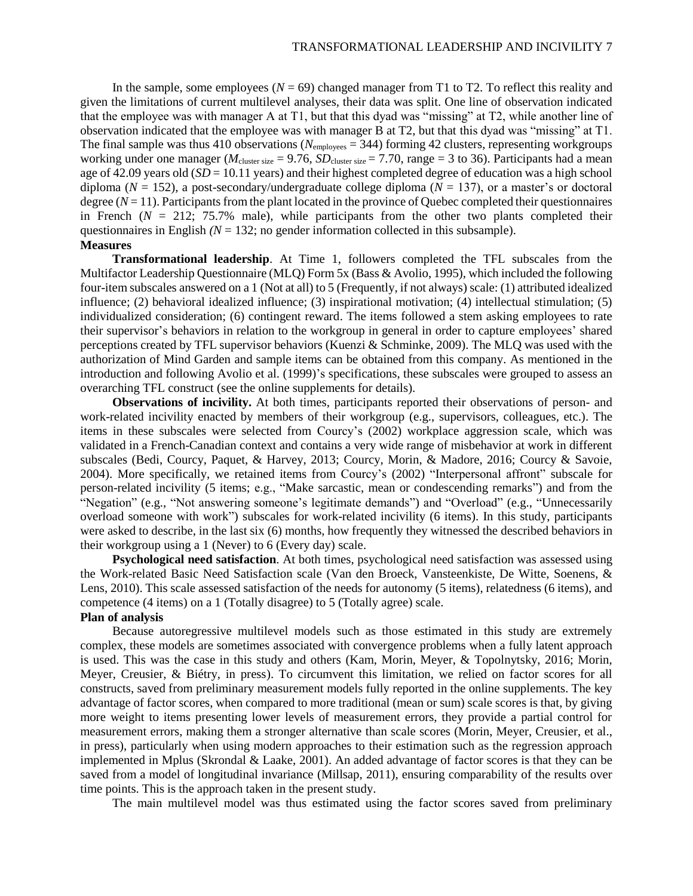In the sample, some employees ($N$ = 69) changed manager from T1 to T2. To reflect this reality and given the limitations of current multilevel analyses, their data was split. One line of observation indicated that the employee was with manager A at T1, but that this dyad was "missing" at T2, while another line of observation indicated that the employee was with manager B at T2, but that this dyad was "missing" at T1. The final sample was thus 410 observations ($N_{\text{employees}}$ = 344) forming 42 clusters, representing workgroups working under one manager ($M_{\text{cluster size}}$ = 9.76, $SD_{\text{cluster size}}$ = 7.70, range = 3 to 36). Participants had a mean age of 42.09 years old ($SD$ = 10.11 years) and their highest completed degree of education was a high school diploma ($N$ = 152), a post-secondary/undergraduate college diploma ($N$ = 137), or a master's or doctoral degree ($N$ = 11). Participants from the plant located in the province of Quebec completed their questionnaires in French ($N$ = 212; 75.7% male), while participants from the other two plants completed their questionnaires in English ($N$ = 132; no gender information collected in this subsample).

**Measures**

**Transformational leadership**. At Time 1, followers completed the TFL subscales from the Multifactor Leadership Questionnaire (MLQ) Form 5x (Bass & Avolio, 1995), which included the following four-item subscales answered on a 1 (Not at all) to 5 (Frequently, if not always) scale: (1) attributed idealized influence; (2) behavioral idealized influence; (3) inspirational motivation; (4) intellectual stimulation; (5) individualized consideration; (6) contingent reward. The items followed a stem asking employees to rate their supervisor's behaviors in relation to the workgroup in general in order to capture employees' shared perceptions created by TFL supervisor behaviors (Kuenzi & Schminke, 2009). The MLQ was used with the authorization of Mind Garden and sample items can be obtained from this company. As mentioned in the introduction and following Avolio et al. (1999)'s specifications, these subscales were grouped to assess an overarching TFL construct (see the online supplements for details).

**Observations of incivility.** At both times, participants reported their observations of person- and work-related incivility enacted by members of their workgroup (e.g., supervisors, colleagues, etc.). The items in these subscales were selected from Courcy's (2002) workplace aggression scale, which was validated in a French-Canadian context and contains a very wide range of misbehavior at work in different subscales (Bedi, Courcy, Paquet, & Harvey, 2013; Courcy, Morin, & Madore, 2016; Courcy & Savoie, 2004). More specifically, we retained items from Courcy's (2002) "Interpersonal affront" subscale for person-related incivility (5 items; e.g., "Make sarcastic, mean or condescending remarks") and from the "Negation" (e.g., "Not answering someone's legitimate demands") and "Overload" (e.g., "Unnecessarily overload someone with work") subscales for work-related incivility (6 items). In this study, participants were asked to describe, in the last six (6) months, how frequently they witnessed the described behaviors in their workgroup using a 1 (Never) to 6 (Every day) scale.

**Psychological need satisfaction**. At both times, psychological need satisfaction was assessed using the Work-related Basic Need Satisfaction scale (Van den Broeck, Vansteenkiste, De Witte, Soenens, & Lens, 2010). This scale assessed satisfaction of the needs for autonomy (5 items), relatedness (6 items), and competence (4 items) on a 1 (Totally disagree) to 5 (Totally agree) scale.

**Plan of analysis**

Because autoregressive multilevel models such as those estimated in this study are extremely complex, these models are sometimes associated with convergence problems when a fully latent approach is used. This was the case in this study and others (Kam, Morin, Meyer, & Topolnytsky, 2016; Morin, Meyer, Creusier, & Biétry, in press). To circumvent this limitation, we relied on factor scores for all constructs, saved from preliminary measurement models fully reported in the online supplements. The key advantage of factor scores, when compared to more traditional (mean or sum) scale scores is that, by giving more weight to items presenting lower levels of measurement errors, they provide a partial control for measurement errors, making them a stronger alternative than scale scores (Morin, Meyer, Creusier, et al., in press), particularly when using modern approaches to their estimation such as the regression approach implemented in Mplus (Skrondal & Laake, 2001). An added advantage of factor scores is that they can be saved from a model of longitudinal invariance (Millsap, 2011), ensuring comparability of the results over time points. This is the approach taken in the present study.

The main multilevel model was thus estimated using the factor scores saved from preliminary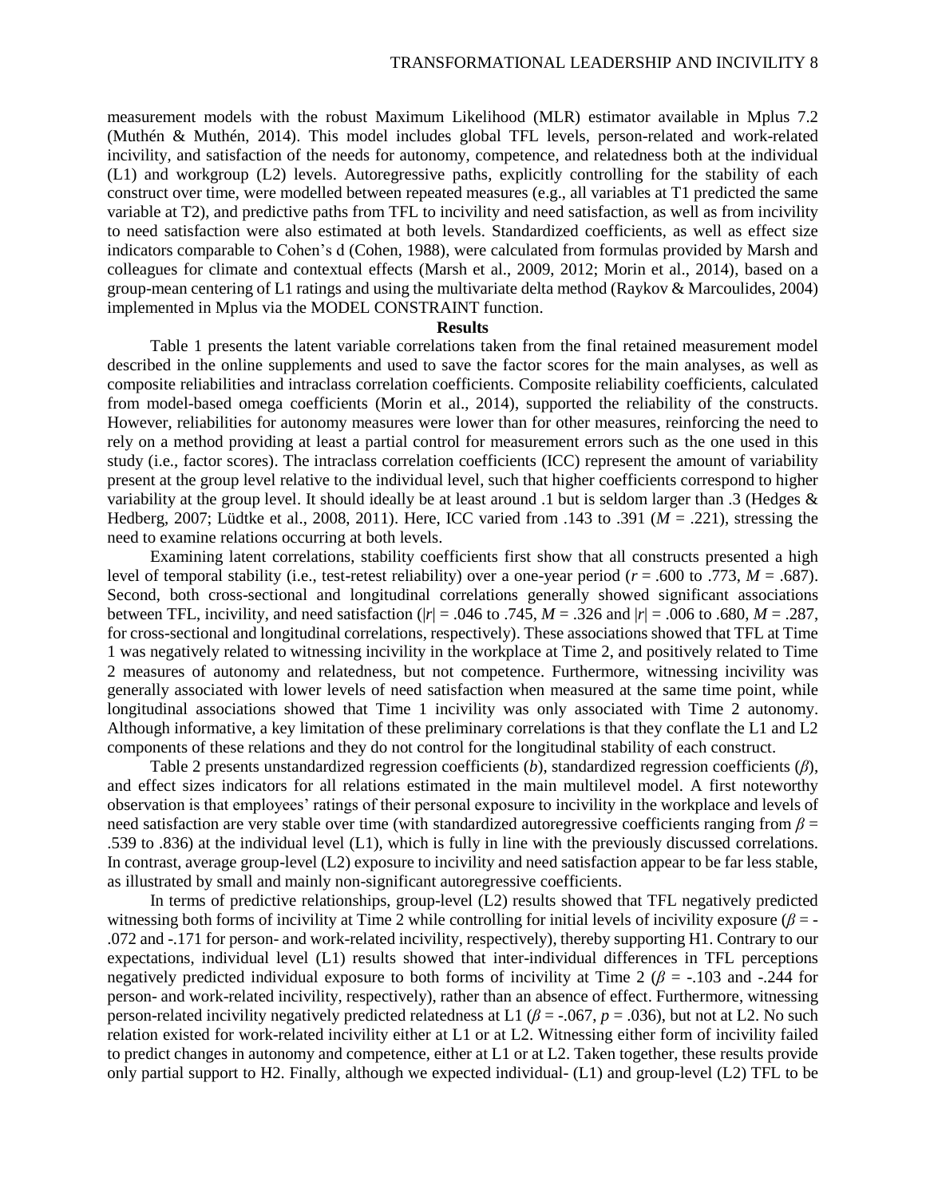measurement models with the robust Maximum Likelihood (MLR) estimator available in Mplus 7.2 (Muthén & Muthén, 2014). This model includes global TFL levels, person-related and work-related incivility, and satisfaction of the needs for autonomy, competence, and relatedness both at the individual (L1) and workgroup (L2) levels. Autoregressive paths, explicitly controlling for the stability of each construct over time, were modelled between repeated measures (e.g., all variables at T1 predicted the same variable at T2), and predictive paths from TFL to incivility and need satisfaction, as well as from incivility to need satisfaction were also estimated at both levels. Standardized coefficients, as well as effect size indicators comparable to Cohen's d (Cohen, 1988), were calculated from formulas provided by Marsh and colleagues for climate and contextual effects (Marsh et al., 2009, 2012; Morin et al., 2014), based on a group-mean centering of L1 ratings and using the multivariate delta method (Raykov & Marcoulides, 2004) implemented in Mplus via the MODEL CONSTRAINT function.

## Results

Table 1 presents the latent variable correlations taken from the final retained measurement model described in the online supplements and used to save the factor scores for the main analyses, as well as composite reliabilities and intraclass correlation coefficients. Composite reliability coefficients, calculated from model-based omega coefficients (Morin et al., 2014), supported the reliability of the constructs. However, reliabilities for autonomy measures were lower than for other measures, reinforcing the need to rely on a method providing at least a partial control for measurement errors such as the one used in this study (i.e., factor scores). The intraclass correlation coefficients (ICC) represent the amount of variability present at the group level relative to the individual level, such that higher coefficients correspond to higher variability at the group level. It should ideally be at least around .1 but is seldom larger than .3 (Hedges & Hedberg, 2007; Lüdtke et al., 2008, 2011). Here, ICC varied from .143 to .391 ($M$ = .221), stressing the need to examine relations occurring at both levels.

Examining latent correlations, stability coefficients first show that all constructs presented a high level of temporal stability (i.e., test-retest reliability) over a one-year period ($r$ = .600 to .773, $M$ = .687). Second, both cross-sectional and longitudinal correlations generally showed significant associations between TFL, incivility, and need satisfaction ($|r|$ = .046 to .745, $M$ = .326 and $|r|$ = .006 to .680, $M$ = .287, for cross-sectional and longitudinal correlations, respectively). These associations showed that TFL at Time 1 was negatively related to witnessing incivility in the workplace at Time 2, and positively related to Time 2 measures of autonomy and relatedness, but not competence. Furthermore, witnessing incivility was generally associated with lower levels of need satisfaction when measured at the same time point, while longitudinal associations showed that Time 1 incivility was only associated with Time 2 autonomy. Although informative, a key limitation of these preliminary correlations is that they conflate the L1 and L2 components of these relations and they do not control for the longitudinal stability of each construct.

Table 2 presents unstandardized regression coefficients ($b$), standardized regression coefficients ($\beta$), and effect sizes indicators for all relations estimated in the main multilevel model. A first noteworthy observation is that employees' ratings of their personal exposure to incivility in the workplace and levels of need satisfaction are very stable over time (with standardized autoregressive coefficients ranging from $\beta$ = .539 to .836) at the individual level (L1), which is fully in line with the previously discussed correlations. In contrast, average group-level (L2) exposure to incivility and need satisfaction appear to be far less stable, as illustrated by small and mainly non-significant autoregressive coefficients.

In terms of predictive relationships, group-level (L2) results showed that TFL negatively predicted witnessing both forms of incivility at Time 2 while controlling for initial levels of incivility exposure ($\beta$ = -.072 and -.171 for person- and work-related incivility, respectively), thereby supporting H1. Contrary to our expectations, individual level (L1) results showed that inter-individual differences in TFL perceptions negatively predicted individual exposure to both forms of incivility at Time 2 ($\beta$ = -.103 and -.244 for person- and work-related incivility, respectively), rather than an absence of effect. Furthermore, witnessing person-related incivility negatively predicted relatedness at L1 ($\beta$ = -.067, $p$ = .036), but not at L2. No such relation existed for work-related incivility either at L1 or at L2. Witnessing either form of incivility failed to predict changes in autonomy and competence, either at L1 or at L2. Taken together, these results provide only partial support to H2. Finally, although we expected individual- (L1) and group-level (L2) TFL to be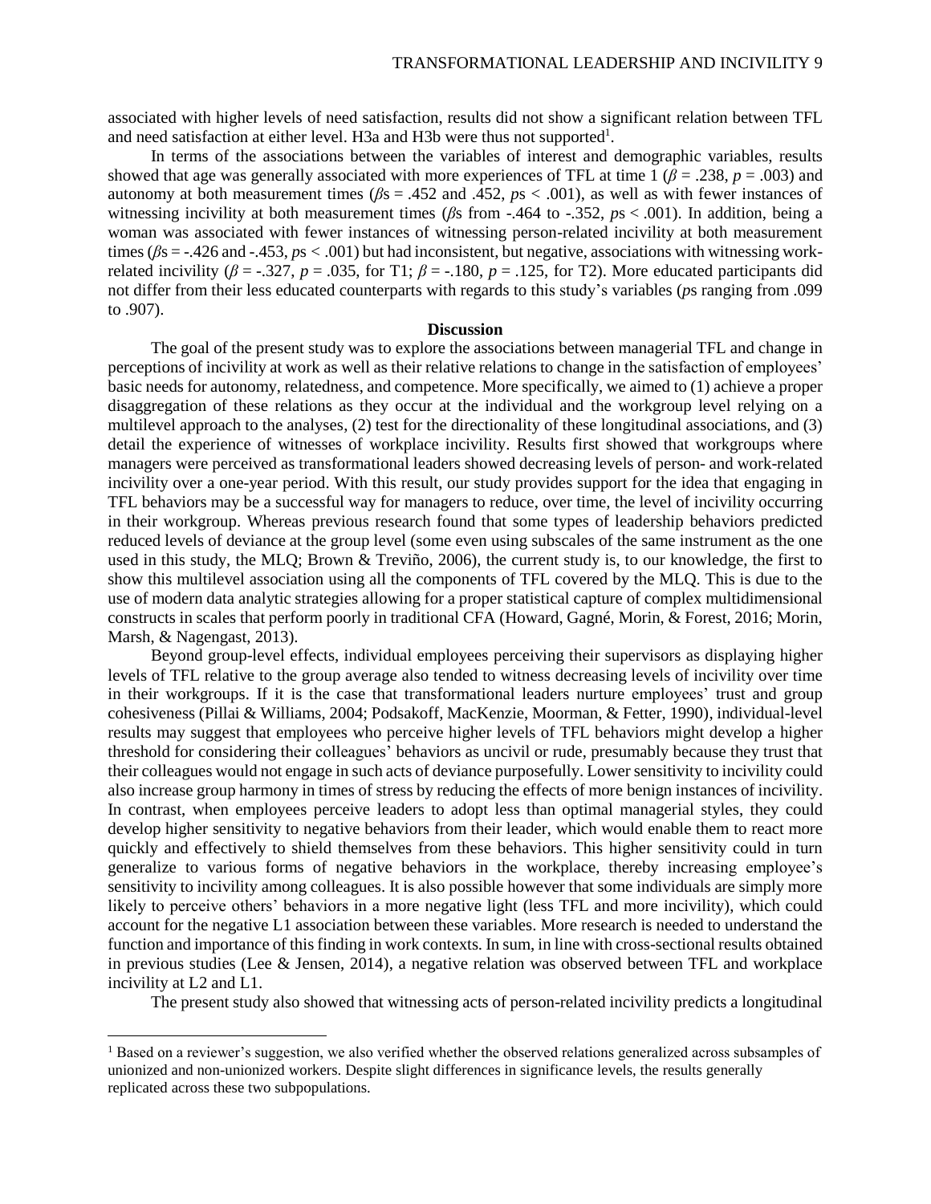associated with higher levels of need satisfaction, results did not show a significant relation between TFL and need satisfaction at either level. H3a and H3b were thus not supported[1].

In terms of the associations between the variables of interest and demographic variables, results showed that age was generally associated with more experiences of TFL at time 1 ($\beta = .238$, $p = .003$) and autonomy at both measurement times ($\beta$s = .452 and .452, $p$s < .001), as well as with fewer instances of witnessing incivility at both measurement times ($\beta$s from -.464 to -.352, $p$s < .001). In addition, being a woman was associated with fewer instances of witnessing person-related incivility at both measurement times ($\beta$s = -.426 and -.453, $p$s < .001) but had inconsistent, but negative, associations with witnessing work-related incivility ($\beta = -.327$, $p = .035$, for T1; $\beta = -.180$, $p = .125$, for T2). More educated participants did not differ from their less educated counterparts with regards to this study's variables ($p$s ranging from .099 to .907).

## Discussion

The goal of the present study was to explore the associations between managerial TFL and change in perceptions of incivility at work as well as their relative relations to change in the satisfaction of employees' basic needs for autonomy, relatedness, and competence. More specifically, we aimed to (1) achieve a proper disaggregation of these relations as they occur at the individual and the workgroup level relying on a multilevel approach to the analyses, (2) test for the directionality of these longitudinal associations, and (3) detail the experience of witnesses of workplace incivility. Results first showed that workgroups where managers were perceived as transformational leaders showed decreasing levels of person- and work-related incivility over a one-year period. With this result, our study provides support for the idea that engaging in TFL behaviors may be a successful way for managers to reduce, over time, the level of incivility occurring in their workgroup. Whereas previous research found that some types of leadership behaviors predicted reduced levels of deviance at the group level (some even using subscales of the same instrument as the one used in this study, the MLQ; Brown & Treviño, 2006), the current study is, to our knowledge, the first to show this multilevel association using all the components of TFL covered by the MLQ. This is due to the use of modern data analytic strategies allowing for a proper statistical capture of complex multidimensional constructs in scales that perform poorly in traditional CFA (Howard, Gagné, Morin, & Forest, 2016; Morin, Marsh, & Nagengast, 2013).

Beyond group-level effects, individual employees perceiving their supervisors as displaying higher levels of TFL relative to the group average also tended to witness decreasing levels of incivility over time in their workgroups. If it is the case that transformational leaders nurture employees' trust and group cohesiveness (Pillai & Williams, 2004; Podsakoff, MacKenzie, Moorman, & Fetter, 1990), individual-level results may suggest that employees who perceive higher levels of TFL behaviors might develop a higher threshold for considering their colleagues' behaviors as uncivil or rude, presumably because they trust that their colleagues would not engage in such acts of deviance purposefully. Lower sensitivity to incivility could also increase group harmony in times of stress by reducing the effects of more benign instances of incivility. In contrast, when employees perceive leaders to adopt less than optimal managerial styles, they could develop higher sensitivity to negative behaviors from their leader, which would enable them to react more quickly and effectively to shield themselves from these behaviors. This higher sensitivity could in turn generalize to various forms of negative behaviors in the workplace, thereby increasing employee's sensitivity to incivility among colleagues. It is also possible however that some individuals are simply more likely to perceive others' behaviors in a more negative light (less TFL and more incivility), which could account for the negative L1 association between these variables. More research is needed to understand the function and importance of this finding in work contexts. In sum, in line with cross-sectional results obtained in previous studies (Lee & Jensen, 2014), a negative relation was observed between TFL and workplace incivility at L2 and L1.

The present study also showed that witnessing acts of person-related incivility predicts a longitudinal

[1] Based on a reviewer's suggestion, we also verified whether the observed relations generalized across subsamples of unionized and non-unionized workers. Despite slight differences in significance levels, the results generally replicated across these two subpopulations.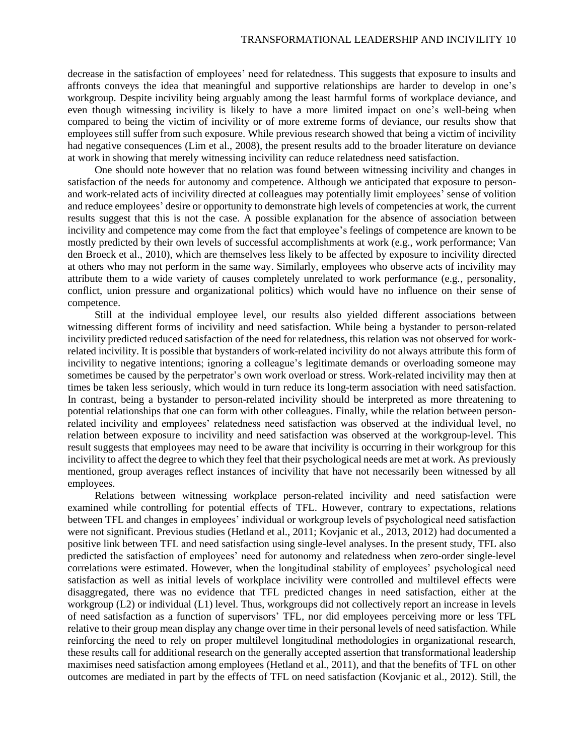decrease in the satisfaction of employees' need for relatedness. This suggests that exposure to insults and affronts conveys the idea that meaningful and supportive relationships are harder to develop in one's workgroup. Despite incivility being arguably among the least harmful forms of workplace deviance, and even though witnessing incivility is likely to have a more limited impact on one's well-being when compared to being the victim of incivility or of more extreme forms of deviance, our results show that employees still suffer from such exposure. While previous research showed that being a victim of incivility had negative consequences (Lim et al., 2008), the present results add to the broader literature on deviance at work in showing that merely witnessing incivility can reduce relatedness need satisfaction.

One should note however that no relation was found between witnessing incivility and changes in satisfaction of the needs for autonomy and competence. Although we anticipated that exposure to person- and work-related acts of incivility directed at colleagues may potentially limit employees' sense of volition and reduce employees' desire or opportunity to demonstrate high levels of competencies at work, the current results suggest that this is not the case. A possible explanation for the absence of association between incivility and competence may come from the fact that employee's feelings of competence are known to be mostly predicted by their own levels of successful accomplishments at work (e.g., work performance; Van den Broeck et al., 2010), which are themselves less likely to be affected by exposure to incivility directed at others who may not perform in the same way. Similarly, employees who observe acts of incivility may attribute them to a wide variety of causes completely unrelated to work performance (e.g., personality, conflict, union pressure and organizational politics) which would have no influence on their sense of competence.

Still at the individual employee level, our results also yielded different associations between witnessing different forms of incivility and need satisfaction. While being a bystander to person-related incivility predicted reduced satisfaction of the need for relatedness, this relation was not observed for work-related incivility. It is possible that bystanders of work-related incivility do not always attribute this form of incivility to negative intentions; ignoring a colleague's legitimate demands or overloading someone may sometimes be caused by the perpetrator's own work overload or stress. Work-related incivility may then at times be taken less seriously, which would in turn reduce its long-term association with need satisfaction. In contrast, being a bystander to person-related incivility should be interpreted as more threatening to potential relationships that one can form with other colleagues. Finally, while the relation between person-related incivility and employees' relatedness need satisfaction was observed at the individual level, no relation between exposure to incivility and need satisfaction was observed at the workgroup-level. This result suggests that employees may need to be aware that incivility is occurring in their workgroup for this incivility to affect the degree to which they feel that their psychological needs are met at work. As previously mentioned, group averages reflect instances of incivility that have not necessarily been witnessed by all employees.

Relations between witnessing workplace person-related incivility and need satisfaction were examined while controlling for potential effects of TFL. However, contrary to expectations, relations between TFL and changes in employees' individual or workgroup levels of psychological need satisfaction were not significant. Previous studies (Hetland et al., 2011; Kovjanic et al., 2013, 2012) had documented a positive link between TFL and need satisfaction using single-level analyses. In the present study, TFL also predicted the satisfaction of employees' need for autonomy and relatedness when zero-order single-level correlations were estimated. However, when the longitudinal stability of employees' psychological need satisfaction as well as initial levels of workplace incivility were controlled and multilevel effects were disaggregated, there was no evidence that TFL predicted changes in need satisfaction, either at the workgroup (L2) or individual (L1) level. Thus, workgroups did not collectively report an increase in levels of need satisfaction as a function of supervisors' TFL, nor did employees perceiving more or less TFL relative to their group mean display any change over time in their personal levels of need satisfaction. While reinforcing the need to rely on proper multilevel longitudinal methodologies in organizational research, these results call for additional research on the generally accepted assertion that transformational leadership maximises need satisfaction among employees (Hetland et al., 2011), and that the benefits of TFL on other outcomes are mediated in part by the effects of TFL on need satisfaction (Kovjanic et al., 2012). Still, the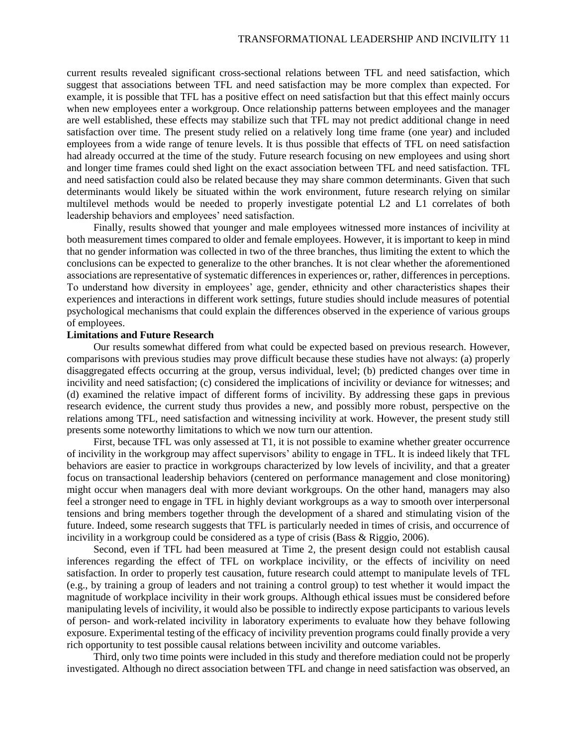current results revealed significant cross-sectional relations between TFL and need satisfaction, which suggest that associations between TFL and need satisfaction may be more complex than expected. For example, it is possible that TFL has a positive effect on need satisfaction but that this effect mainly occurs when new employees enter a workgroup. Once relationship patterns between employees and the manager are well established, these effects may stabilize such that TFL may not predict additional change in need satisfaction over time. The present study relied on a relatively long time frame (one year) and included employees from a wide range of tenure levels. It is thus possible that effects of TFL on need satisfaction had already occurred at the time of the study. Future research focusing on new employees and using short and longer time frames could shed light on the exact association between TFL and need satisfaction. TFL and need satisfaction could also be related because they may share common determinants. Given that such determinants would likely be situated within the work environment, future research relying on similar multilevel methods would be needed to properly investigate potential L2 and L1 correlates of both leadership behaviors and employees' need satisfaction.

Finally, results showed that younger and male employees witnessed more instances of incivility at both measurement times compared to older and female employees. However, it is important to keep in mind that no gender information was collected in two of the three branches, thus limiting the extent to which the conclusions can be expected to generalize to the other branches. It is not clear whether the aforementioned associations are representative of systematic differences in experiences or, rather, differences in perceptions. To understand how diversity in employees' age, gender, ethnicity and other characteristics shapes their experiences and interactions in different work settings, future studies should include measures of potential psychological mechanisms that could explain the differences observed in the experience of various groups of employees.

**Limitations and Future Research**

Our results somewhat differed from what could be expected based on previous research. However, comparisons with previous studies may prove difficult because these studies have not always: (a) properly disaggregated effects occurring at the group, versus individual, level; (b) predicted changes over time in incivility and need satisfaction; (c) considered the implications of incivility or deviance for witnesses; and (d) examined the relative impact of different forms of incivility. By addressing these gaps in previous research evidence, the current study thus provides a new, and possibly more robust, perspective on the relations among TFL, need satisfaction and witnessing incivility at work. However, the present study still presents some noteworthy limitations to which we now turn our attention.

First, because TFL was only assessed at T1, it is not possible to examine whether greater occurrence of incivility in the workgroup may affect supervisors' ability to engage in TFL. It is indeed likely that TFL behaviors are easier to practice in workgroups characterized by low levels of incivility, and that a greater focus on transactional leadership behaviors (centered on performance management and close monitoring) might occur when managers deal with more deviant workgroups. On the other hand, managers may also feel a stronger need to engage in TFL in highly deviant workgroups as a way to smooth over interpersonal tensions and bring members together through the development of a shared and stimulating vision of the future. Indeed, some research suggests that TFL is particularly needed in times of crisis, and occurrence of incivility in a workgroup could be considered as a type of crisis (Bass & Riggio, 2006).

Second, even if TFL had been measured at Time 2, the present design could not establish causal inferences regarding the effect of TFL on workplace incivility, or the effects of incivility on need satisfaction. In order to properly test causation, future research could attempt to manipulate levels of TFL (e.g., by training a group of leaders and not training a control group) to test whether it would impact the magnitude of workplace incivility in their work groups. Although ethical issues must be considered before manipulating levels of incivility, it would also be possible to indirectly expose participants to various levels of person- and work-related incivility in laboratory experiments to evaluate how they behave following exposure. Experimental testing of the efficacy of incivility prevention programs could finally provide a very rich opportunity to test possible causal relations between incivility and outcome variables.

Third, only two time points were included in this study and therefore mediation could not be properly investigated. Although no direct association between TFL and change in need satisfaction was observed, an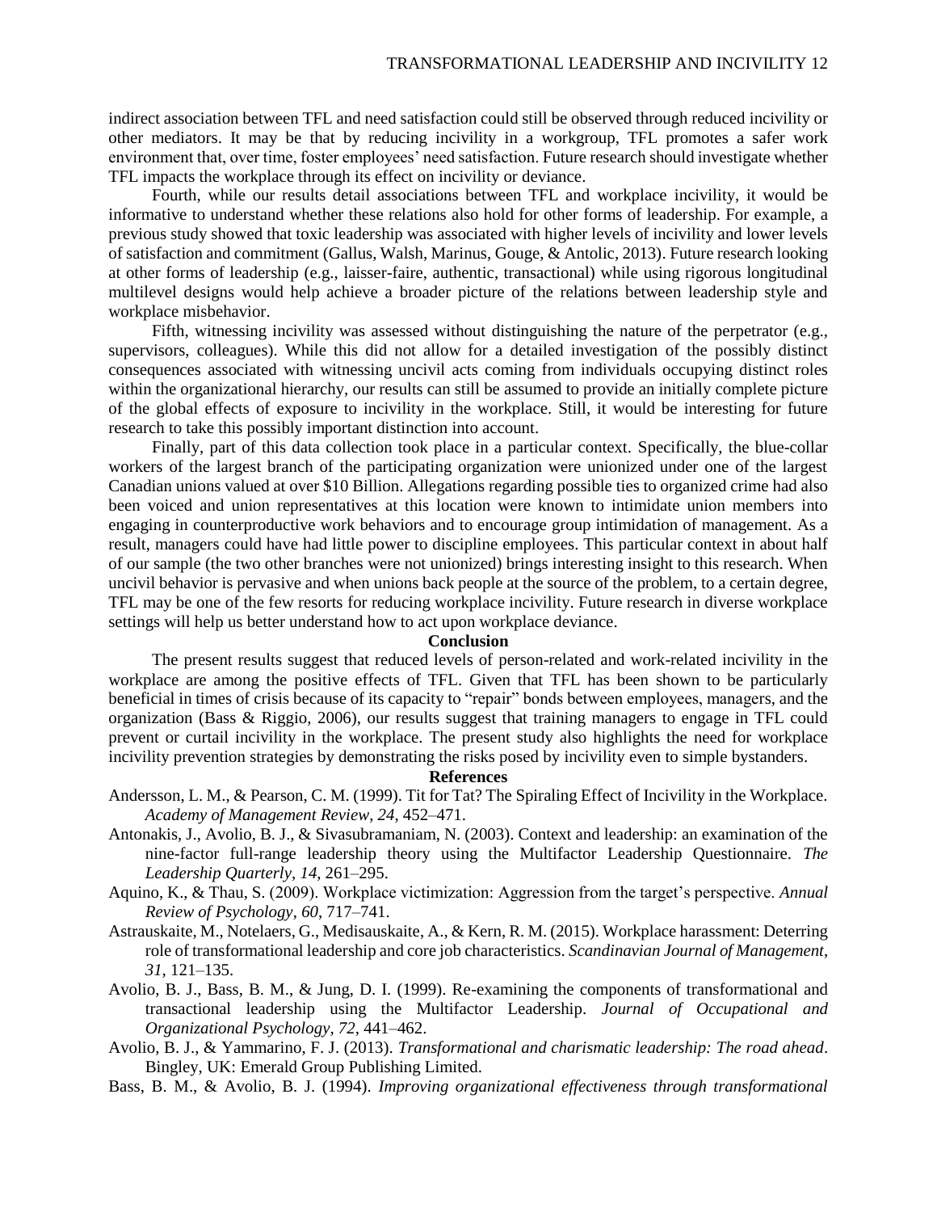indirect association between TFL and need satisfaction could still be observed through reduced incivility or other mediators. It may be that by reducing incivility in a workgroup, TFL promotes a safer work environment that, over time, foster employees' need satisfaction. Future research should investigate whether TFL impacts the workplace through its effect on incivility or deviance.

Fourth, while our results detail associations between TFL and workplace incivility, it would be informative to understand whether these relations also hold for other forms of leadership. For example, a previous study showed that toxic leadership was associated with higher levels of incivility and lower levels of satisfaction and commitment (Gallus, Walsh, Marinus, Gouge, & Antolic, 2013). Future research looking at other forms of leadership (e.g., laisser-faire, authentic, transactional) while using rigorous longitudinal multilevel designs would help achieve a broader picture of the relations between leadership style and workplace misbehavior.

Fifth, witnessing incivility was assessed without distinguishing the nature of the perpetrator (e.g., supervisors, colleagues). While this did not allow for a detailed investigation of the possibly distinct consequences associated with witnessing uncivil acts coming from individuals occupying distinct roles within the organizational hierarchy, our results can still be assumed to provide an initially complete picture of the global effects of exposure to incivility in the workplace. Still, it would be interesting for future research to take this possibly important distinction into account.

Finally, part of this data collection took place in a particular context. Specifically, the blue-collar workers of the largest branch of the participating organization were unionized under one of the largest Canadian unions valued at over $10 Billion. Allegations regarding possible ties to organized crime had also been voiced and union representatives at this location were known to intimidate union members into engaging in counterproductive work behaviors and to encourage group intimidation of management. As a result, managers could have had little power to discipline employees. This particular context in about half of our sample (the two other branches were not unionized) brings interesting insight to this research. When uncivil behavior is pervasive and when unions back people at the source of the problem, to a certain degree, TFL may be one of the few resorts for reducing workplace incivility. Future research in diverse workplace settings will help us better understand how to act upon workplace deviance.

## Conclusion

The present results suggest that reduced levels of person-related and work-related incivility in the workplace are among the positive effects of TFL. Given that TFL has been shown to be particularly beneficial in times of crisis because of its capacity to "repair" bonds between employees, managers, and the organization (Bass & Riggio, 2006), our results suggest that training managers to engage in TFL could prevent or curtail incivility in the workplace. The present study also highlights the need for workplace incivility prevention strategies by demonstrating the risks posed by incivility even to simple bystanders.

## References

Andersson, L. M., & Pearson, C. M. (1999). Tit for Tat? The Spiraling Effect of Incivility in the Workplace. *Academy of Management Review*, *24*, 452–471.

Antonakis, J., Avolio, B. J., & Sivasubramaniam, N. (2003). Context and leadership: an examination of the nine-factor full-range leadership theory using the Multifactor Leadership Questionnaire. *The Leadership Quarterly*, *14*, 261–295.

Aquino, K., & Thau, S. (2009). Workplace victimization: Aggression from the target's perspective. *Annual Review of Psychology*, *60*, 717–741.

Astrauskaite, M., Notelaers, G., Medisauskaite, A., & Kern, R. M. (2015). Workplace harassment: Deterring role of transformational leadership and core job characteristics. *Scandinavian Journal of Management*, *31*, 121–135.

Avolio, B. J., Bass, B. M., & Jung, D. I. (1999). Re-examining the components of transformational and transactional leadership using the Multifactor Leadership. *Journal of Occupational and Organizational Psychology*, *72*, 441–462.

Avolio, B. J., & Yammarino, F. J. (2013). *Transformational and charismatic leadership: The road ahead*. Bingley, UK: Emerald Group Publishing Limited.

Bass, B. M., & Avolio, B. J. (1994). *Improving organizational effectiveness through transformational*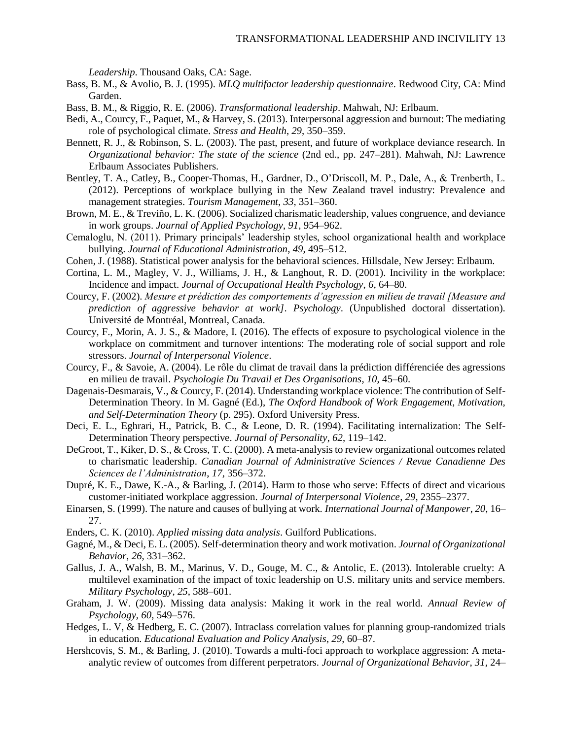*Leadership*. Thousand Oaks, CA: Sage.

Bass, B. M., & Avolio, B. J. (1995). *MLQ multifactor leadership questionnaire*. Redwood City, CA: Mind Garden.

Bass, B. M., & Riggio, R. E. (2006). *Transformational leadership*. Mahwah, NJ: Erlbaum.

Bedi, A., Courcy, F., Paquet, M., & Harvey, S. (2013). Interpersonal aggression and burnout: The mediating role of psychological climate. *Stress and Health*, *29*, 350–359.

Bennett, R. J., & Robinson, S. L. (2003). The past, present, and future of workplace deviance research. In *Organizational behavior: The state of the science* (2nd ed., pp. 247–281). Mahwah, NJ: Lawrence Erlbaum Associates Publishers.

Bentley, T. A., Catley, B., Cooper-Thomas, H., Gardner, D., O'Driscoll, M. P., Dale, A., & Trenberth, L. (2012). Perceptions of workplace bullying in the New Zealand travel industry: Prevalence and management strategies. *Tourism Management*, *33*, 351–360.

Brown, M. E., & Treviño, L. K. (2006). Socialized charismatic leadership, values congruence, and deviance in work groups. *Journal of Applied Psychology*, *91*, 954–962.

Cemaloglu, N. (2011). Primary principals' leadership styles, school organizational health and workplace bullying. *Journal of Educational Administration*, *49*, 495–512.

Cohen, J. (1988). Statistical power analysis for the behavioral sciences. Hillsdale, New Jersey: Erlbaum.

Cortina, L. M., Magley, V. J., Williams, J. H., & Langhout, R. D. (2001). Incivility in the workplace: Incidence and impact. *Journal of Occupational Health Psychology*, *6*, 64–80.

Courcy, F. (2002). *Mesure et prédiction des comportements d'agression en milieu de travail [Measure and prediction of aggressive behavior at work]*. *Psychology*. (Unpublished doctoral dissertation). Université de Montréal, Montreal, Canada.

Courcy, F., Morin, A. J. S., & Madore, I. (2016). The effects of exposure to psychological violence in the workplace on commitment and turnover intentions: The moderating role of social support and role stressors. *Journal of Interpersonal Violence*.

Courcy, F., & Savoie, A. (2004). Le rôle du climat de travail dans la prédiction différenciée des agressions en milieu de travail. *Psychologie Du Travail et Des Organisations*, *10*, 45–60.

Dagenais-Desmarais, V., & Courcy, F. (2014). Understanding workplace violence: The contribution of Self-Determination Theory. In M. Gagné (Ed.), *The Oxford Handbook of Work Engagement, Motivation, and Self-Determination Theory* (p. 295). Oxford University Press.

Deci, E. L., Eghrari, H., Patrick, B. C., & Leone, D. R. (1994). Facilitating internalization: The Self-Determination Theory perspective. *Journal of Personality*, *62*, 119–142.

DeGroot, T., Kiker, D. S., & Cross, T. C. (2000). A meta-analysis to review organizational outcomes related to charismatic leadership. *Canadian Journal of Administrative Sciences / Revue Canadienne Des Sciences de l'Administration*, *17*, 356–372.

Dupré, K. E., Dawe, K.-A., & Barling, J. (2014). Harm to those who serve: Effects of direct and vicarious customer-initiated workplace aggression. *Journal of Interpersonal Violence*, *29*, 2355–2377.

Einarsen, S. (1999). The nature and causes of bullying at work. *International Journal of Manpower*, *20*, 16–27.

Enders, C. K. (2010). *Applied missing data analysis*. Guilford Publications.

Gagné, M., & Deci, E. L. (2005). Self-determination theory and work motivation. *Journal of Organizational Behavior*, *26*, 331–362.

Gallus, J. A., Walsh, B. M., Marinus, V. D., Gouge, M. C., & Antolic, E. (2013). Intolerable cruelty: A multilevel examination of the impact of toxic leadership on U.S. military units and service members. *Military Psychology*, *25*, 588–601.

Graham, J. W. (2009). Missing data analysis: Making it work in the real world. *Annual Review of Psychology*, *60*, 549–576.

Hedges, L. V, & Hedberg, E. C. (2007). Intraclass correlation values for planning group-randomized trials in education. *Educational Evaluation and Policy Analysis*, *29*, 60–87.

Hershcovis, S. M., & Barling, J. (2010). Towards a multi-foci approach to workplace aggression: A meta-analytic review of outcomes from different perpetrators. *Journal of Organizational Behavior*, *31*, 24–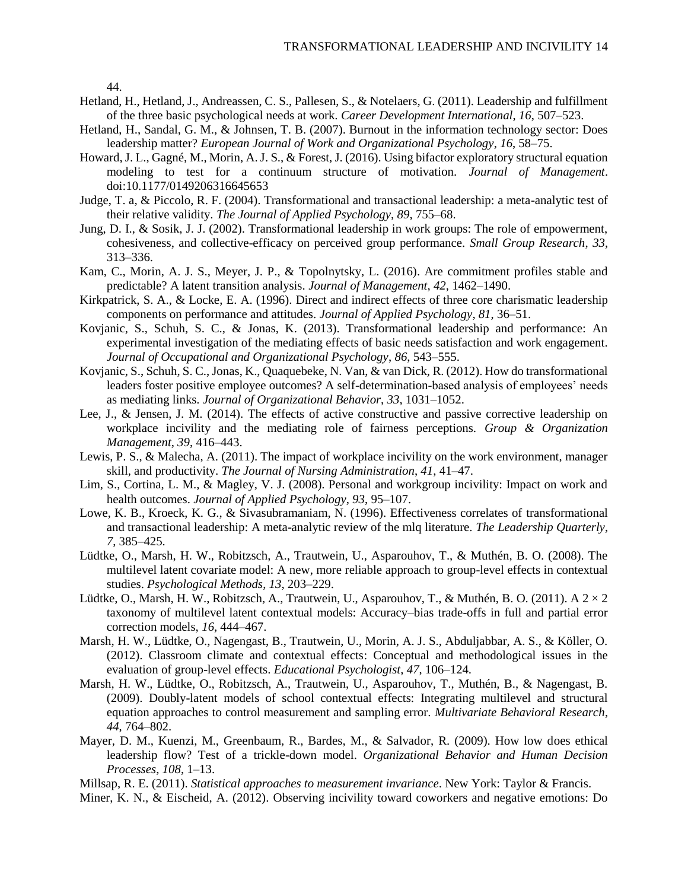44.

Hetland, H., Hetland, J., Andreassen, C. S., Pallesen, S., & Notelaers, G. (2011). Leadership and fulfillment of the three basic psychological needs at work. *Career Development International*, *16*, 507–523.

Hetland, H., Sandal, G. M., & Johnsen, T. B. (2007). Burnout in the information technology sector: Does leadership matter? *European Journal of Work and Organizational Psychology*, *16*, 58–75.

Howard, J. L., Gagné, M., Morin, A. J. S., & Forest, J. (2016). Using bifactor exploratory structural equation modeling to test for a continuum structure of motivation. *Journal of Management*. doi:10.1177/0149206316645653

Judge, T. a, & Piccolo, R. F. (2004). Transformational and transactional leadership: a meta-analytic test of their relative validity. *The Journal of Applied Psychology*, *89*, 755–68.

Jung, D. I., & Sosik, J. J. (2002). Transformational leadership in work groups: The role of empowerment, cohesiveness, and collective-efficacy on perceived group performance. *Small Group Research*, *33*, 313–336.

Kam, C., Morin, A. J. S., Meyer, J. P., & Topolnytsky, L. (2016). Are commitment profiles stable and predictable? A latent transition analysis. *Journal of Management*, *42*, 1462–1490.

Kirkpatrick, S. A., & Locke, E. A. (1996). Direct and indirect effects of three core charismatic leadership components on performance and attitudes. *Journal of Applied Psychology*, *81*, 36–51.

Kovjanic, S., Schuh, S. C., & Jonas, K. (2013). Transformational leadership and performance: An experimental investigation of the mediating effects of basic needs satisfaction and work engagement. *Journal of Occupational and Organizational Psychology*, *86*, 543–555.

Kovjanic, S., Schuh, S. C., Jonas, K., Quaquebeke, N. Van, & van Dick, R. (2012). How do transformational leaders foster positive employee outcomes? A self-determination-based analysis of employees' needs as mediating links. *Journal of Organizational Behavior*, *33*, 1031–1052.

Lee, J., & Jensen, J. M. (2014). The effects of active constructive and passive corrective leadership on workplace incivility and the mediating role of fairness perceptions. *Group & Organization Management*, *39*, 416–443.

Lewis, P. S., & Malecha, A. (2011). The impact of workplace incivility on the work environment, manager skill, and productivity. *The Journal of Nursing Administration*, *41*, 41–47.

Lim, S., Cortina, L. M., & Magley, V. J. (2008). Personal and workgroup incivility: Impact on work and health outcomes. *Journal of Applied Psychology*, *93*, 95–107.

Lowe, K. B., Kroeck, K. G., & Sivasubramaniam, N. (1996). Effectiveness correlates of transformational and transactional leadership: A meta-analytic review of the mlq literature. *The Leadership Quarterly*, *7*, 385–425.

Lüdtke, O., Marsh, H. W., Robitzsch, A., Trautwein, U., Asparouhov, T., & Muthén, B. O. (2008). The multilevel latent covariate model: A new, more reliable approach to group-level effects in contextual studies. *Psychological Methods*, *13*, 203–229.

Lüdtke, O., Marsh, H. W., Robitzsch, A., Trautwein, U., Asparouhov, T., & Muthén, B. O. (2011). A 2 × 2 taxonomy of multilevel latent contextual models: Accuracy–bias trade-offs in full and partial error correction models, *16*, 444–467.

Marsh, H. W., Lüdtke, O., Nagengast, B., Trautwein, U., Morin, A. J. S., Abduljabbar, A. S., & Köller, O. (2012). Classroom climate and contextual effects: Conceptual and methodological issues in the evaluation of group-level effects. *Educational Psychologist*, *47*, 106–124.

Marsh, H. W., Lüdtke, O., Robitzsch, A., Trautwein, U., Asparouhov, T., Muthén, B., & Nagengast, B. (2009). Doubly-latent models of school contextual effects: Integrating multilevel and structural equation approaches to control measurement and sampling error. *Multivariate Behavioral Research*, *44*, 764–802.

Mayer, D. M., Kuenzi, M., Greenbaum, R., Bardes, M., & Salvador, R. (2009). How low does ethical leadership flow? Test of a trickle-down model. *Organizational Behavior and Human Decision Processes*, *108*, 1–13.

Millsap, R. E. (2011). *Statistical approaches to measurement invariance*. New York: Taylor & Francis.

Miner, K. N., & Eischeid, A. (2012). Observing incivility toward coworkers and negative emotions: Do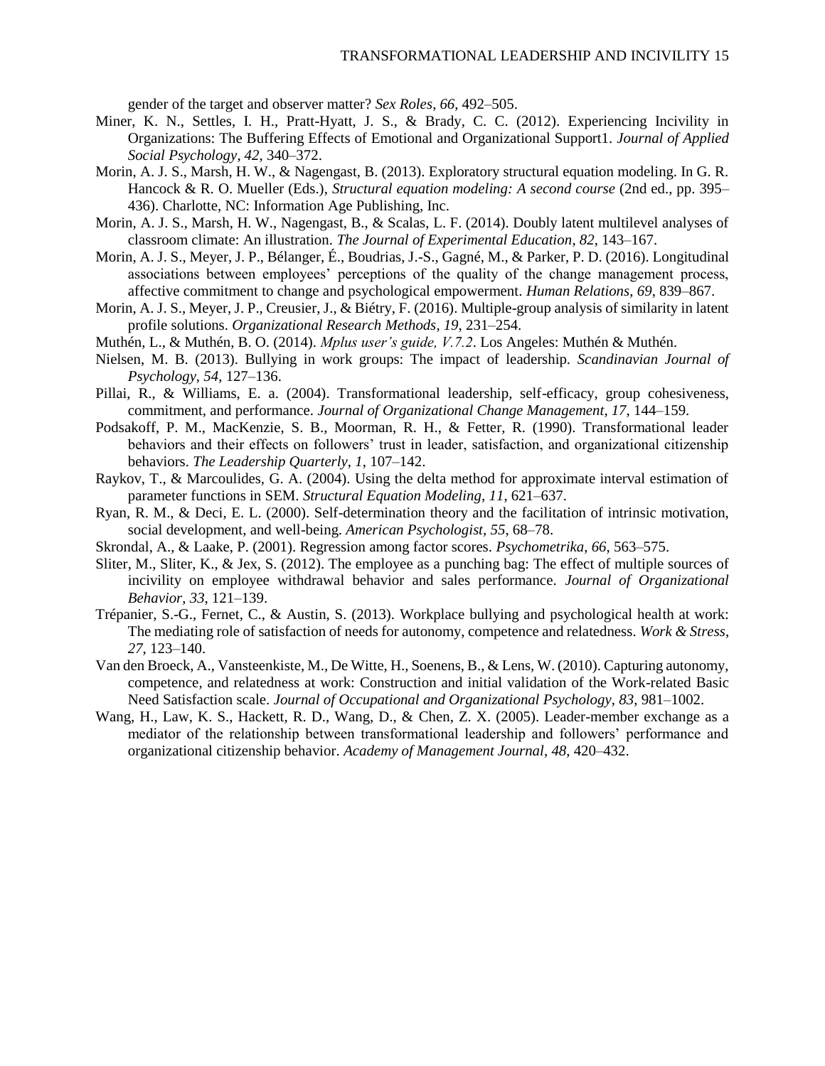gender of the target and observer matter? *Sex Roles*, *66*, 492–505.

Miner, K. N., Settles, I. H., Pratt-Hyatt, J. S., & Brady, C. C. (2012). Experiencing Incivility in Organizations: The Buffering Effects of Emotional and Organizational Support1. *Journal of Applied Social Psychology*, *42*, 340–372.

Morin, A. J. S., Marsh, H. W., & Nagengast, B. (2013). Exploratory structural equation modeling. In G. R. Hancock & R. O. Mueller (Eds.), *Structural equation modeling: A second course* (2nd ed., pp. 395–436). Charlotte, NC: Information Age Publishing, Inc.

Morin, A. J. S., Marsh, H. W., Nagengast, B., & Scalas, L. F. (2014). Doubly latent multilevel analyses of classroom climate: An illustration. *The Journal of Experimental Education*, *82*, 143–167.

Morin, A. J. S., Meyer, J. P., Bélanger, É., Boudrias, J.-S., Gagné, M., & Parker, P. D. (2016). Longitudinal associations between employees' perceptions of the quality of the change management process, affective commitment to change and psychological empowerment. *Human Relations*, *69*, 839–867.

Morin, A. J. S., Meyer, J. P., Creusier, J., & Biétry, F. (2016). Multiple-group analysis of similarity in latent profile solutions. *Organizational Research Methods*, *19*, 231–254.

Muthén, L., & Muthén, B. O. (2014). *Mplus user's guide, V.7.2*. Los Angeles: Muthén & Muthén.

Nielsen, M. B. (2013). Bullying in work groups: The impact of leadership. *Scandinavian Journal of Psychology*, *54*, 127–136.

Pillai, R., & Williams, E. a. (2004). Transformational leadership, self-efficacy, group cohesiveness, commitment, and performance. *Journal of Organizational Change Management*, *17*, 144–159.

Podsakoff, P. M., MacKenzie, S. B., Moorman, R. H., & Fetter, R. (1990). Transformational leader behaviors and their effects on followers' trust in leader, satisfaction, and organizational citizenship behaviors. *The Leadership Quarterly*, *1*, 107–142.

Raykov, T., & Marcoulides, G. A. (2004). Using the delta method for approximate interval estimation of parameter functions in SEM. *Structural Equation Modeling*, *11*, 621–637.

Ryan, R. M., & Deci, E. L. (2000). Self-determination theory and the facilitation of intrinsic motivation, social development, and well-being. *American Psychologist*, *55*, 68–78.

Skrondal, A., & Laake, P. (2001). Regression among factor scores. *Psychometrika*, *66*, 563–575.

Sliter, M., Sliter, K., & Jex, S. (2012). The employee as a punching bag: The effect of multiple sources of incivility on employee withdrawal behavior and sales performance. *Journal of Organizational Behavior*, *33*, 121–139.

Trépanier, S.-G., Fernet, C., & Austin, S. (2013). Workplace bullying and psychological health at work: The mediating role of satisfaction of needs for autonomy, competence and relatedness. *Work & Stress*, *27*, 123–140.

Van den Broeck, A., Vansteenkiste, M., De Witte, H., Soenens, B., & Lens, W. (2010). Capturing autonomy, competence, and relatedness at work: Construction and initial validation of the Work-related Basic Need Satisfaction scale. *Journal of Occupational and Organizational Psychology*, *83*, 981–1002.

Wang, H., Law, K. S., Hackett, R. D., Wang, D., & Chen, Z. X. (2005). Leader-member exchange as a mediator of the relationship between transformational leadership and followers' performance and organizational citizenship behavior. *Academy of Management Journal*, *48*, 420–432.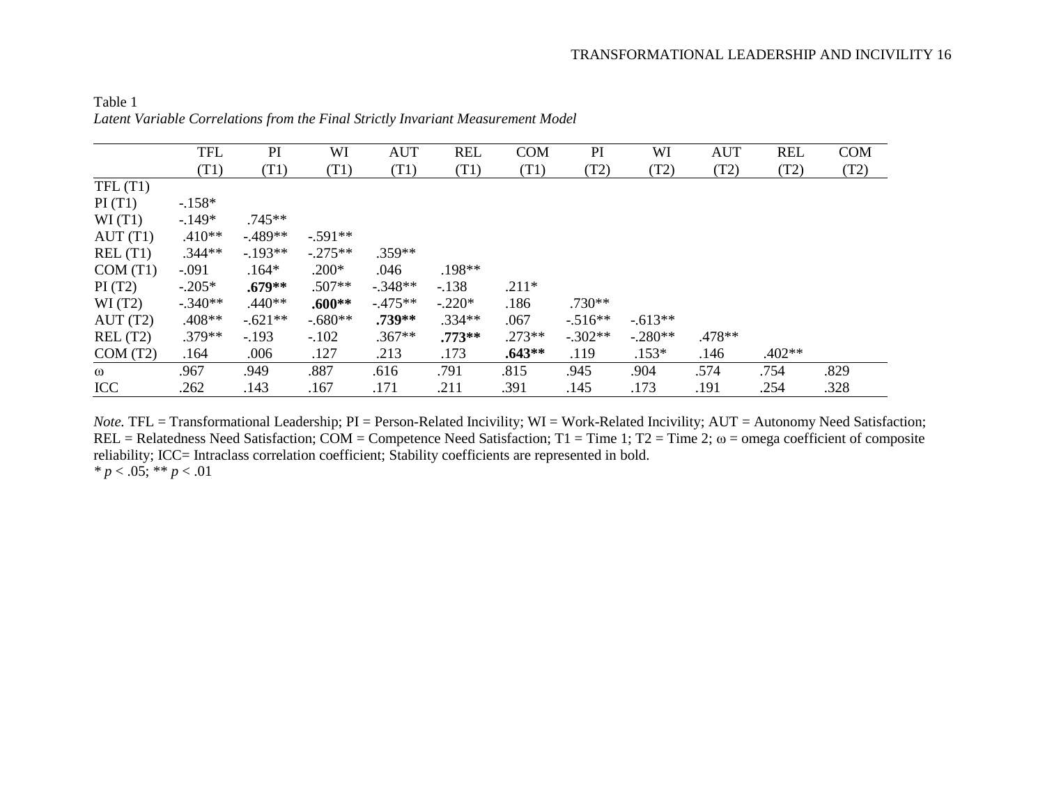Table 1

*Latent Variable Correlations from the Final Strictly Invariant Measurement Model*

| | TFL (T1) | PI (T1) | WI (T1) | AUT (T1) | REL (T1) | COM (T1) | PI (T2) | WI (T2) | AUT (T2) | REL (T2) | COM (T2) |
|---|---|---|---|---|---|---|---|---|---|---|---|
| TFL (T1) | | | | | | | | | | | |
| PI (T1) | -.158* | | | | | | | | | | |
| WI (T1) | -.149* | .745** | | | | | | | | | |
| AUT (T1) | .410** | -.489** | -.591** | | | | | | | | |
| REL (T1) | .344** | -.193** | -.275** | .359** | | | | | | | |
| COM (T1) | -.091 | .164* | .200* | .046 | .198** | | | | | | |
| PI (T2) | -.205* | **.679**** | .507** | -.348** | -.138 | .211* | | | | | |
| WI (T2) | -.340** | .440** | **.600**** | -.475** | -.220* | .186 | .730** | | | | |
| AUT (T2) | .408** | -.621** | -.680** | **.739**** | .334** | .067 | -.516** | -.613** | | | |
| REL (T2) | .379** | -.193 | -.102 | .367** | **.773**** | .273** | -.302** | -.280** | .478** | | |
| COM (T2) | .164 | .006 | .127 | .213 | .173 | **.643**** | .119 | .153* | .146 | .402** | |
| ω | .967 | .949 | .887 | .616 | .791 | .815 | .945 | .904 | .574 | .754 | .829 |
| ICC | .262 | .143 | .167 | .171 | .211 | .391 | .145 | .173 | .191 | .254 | .328 |

*Note.* TFL = Transformational Leadership; PI = Person-Related Incivility; WI = Work-Related Incivility; AUT = Autonomy Need Satisfaction; REL = Relatedness Need Satisfaction; COM = Competence Need Satisfaction; T1 = Time 1; T2 = Time 2; ω = omega coefficient of composite reliability; ICC= Intraclass correlation coefficient; Stability coefficients are represented in bold.

* $p < .05$; ** $p < .01$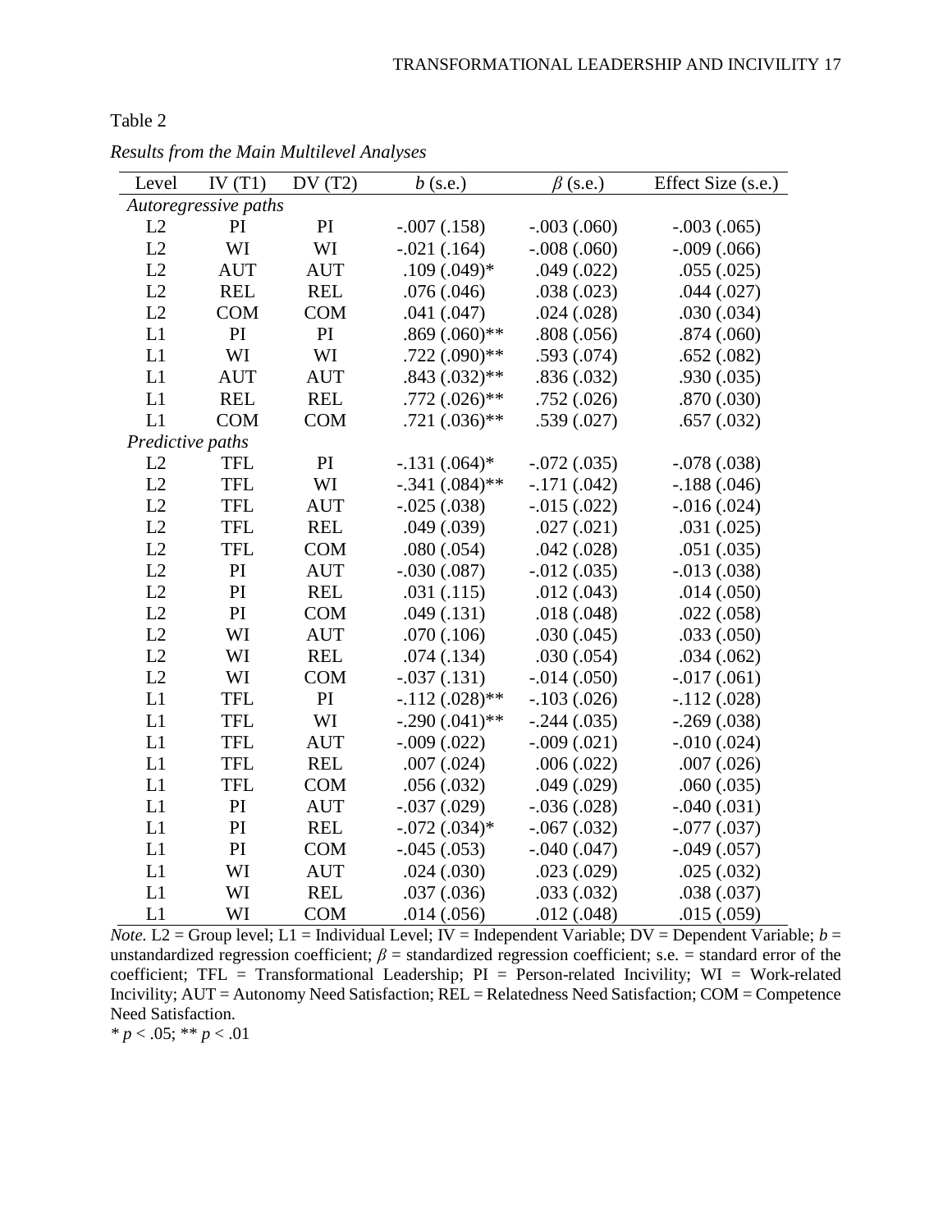Table 2

*Results from the Main Multilevel Analyses*

| Level | IV (T1) | DV (T2) | *b* (s.e.) | $\beta$ (s.e.) | Effect Size (s.e.) |
|---|---|---|---|---|---|
| *Autoregressive paths* | | | | | |
| L2 | PI | PI | -.007 (.158) | -.003 (.060) | -.003 (.065) |
| L2 | WI | WI | -.021 (.164) | -.008 (.060) | -.009 (.066) |
| L2 | AUT | AUT | .109 (.049)* | .049 (.022) | .055 (.025) |
| L2 | REL | REL | .076 (.046) | .038 (.023) | .044 (.027) |
| L2 | COM | COM | .041 (.047) | .024 (.028) | .030 (.034) |
| L1 | PI | PI | .869 (.060)** | .808 (.056) | .874 (.060) |
| L1 | WI | WI | .722 (.090)** | .593 (.074) | .652 (.082) |
| L1 | AUT | AUT | .843 (.032)** | .836 (.032) | .930 (.035) |
| L1 | REL | REL | .772 (.026)** | .752 (.026) | .870 (.030) |
| L1 | COM | COM | .721 (.036)** | .539 (.027) | .657 (.032) |
| *Predictive paths* | | | | | |
| L2 | TFL | PI | -.131 (.064)* | -.072 (.035) | -.078 (.038) |
| L2 | TFL | WI | -.341 (.084)** | -.171 (.042) | -.188 (.046) |
| L2 | TFL | AUT | -.025 (.038) | -.015 (.022) | -.016 (.024) |
| L2 | TFL | REL | .049 (.039) | .027 (.021) | .031 (.025) |
| L2 | TFL | COM | .080 (.054) | .042 (.028) | .051 (.035) |
| L2 | PI | AUT | -.030 (.087) | -.012 (.035) | -.013 (.038) |
| L2 | PI | REL | .031 (.115) | .012 (.043) | .014 (.050) |
| L2 | PI | COM | .049 (.131) | .018 (.048) | .022 (.058) |
| L2 | WI | AUT | .070 (.106) | .030 (.045) | .033 (.050) |
| L2 | WI | REL | .074 (.134) | .030 (.054) | .034 (.062) |
| L2 | WI | COM | -.037 (.131) | -.014 (.050) | -.017 (.061) |
| L1 | TFL | PI | -.112 (.028)** | -.103 (.026) | -.112 (.028) |
| L1 | TFL | WI | -.290 (.041)** | -.244 (.035) | -.269 (.038) |
| L1 | TFL | AUT | -.009 (.022) | -.009 (.021) | -.010 (.024) |
| L1 | TFL | REL | .007 (.024) | .006 (.022) | .007 (.026) |
| L1 | TFL | COM | .056 (.032) | .049 (.029) | .060 (.035) |
| L1 | PI | AUT | -.037 (.029) | -.036 (.028) | -.040 (.031) |
| L1 | PI | REL | -.072 (.034)* | -.067 (.032) | -.077 (.037) |
| L1 | PI | COM | -.045 (.053) | -.040 (.047) | -.049 (.057) |
| L1 | WI | AUT | .024 (.030) | .023 (.029) | .025 (.032) |
| L1 | WI | REL | .037 (.036) | .033 (.032) | .038 (.037) |
| L1 | WI | COM | .014 (.056) | .012 (.048) | .015 (.059) |

*Note.* L2 = Group level; L1 = Individual Level; IV = Independent Variable; DV = Dependent Variable; *b* = unstandardized regression coefficient; $\beta$ = standardized regression coefficient; s.e. = standard error of the coefficient; TFL = Transformational Leadership; PI = Person-related Incivility; WI = Work-related Incivility; AUT = Autonomy Need Satisfaction; REL = Relatedness Need Satisfaction; COM = Competence Need Satisfaction.

\* $p < .05$; \*\* $p < .01$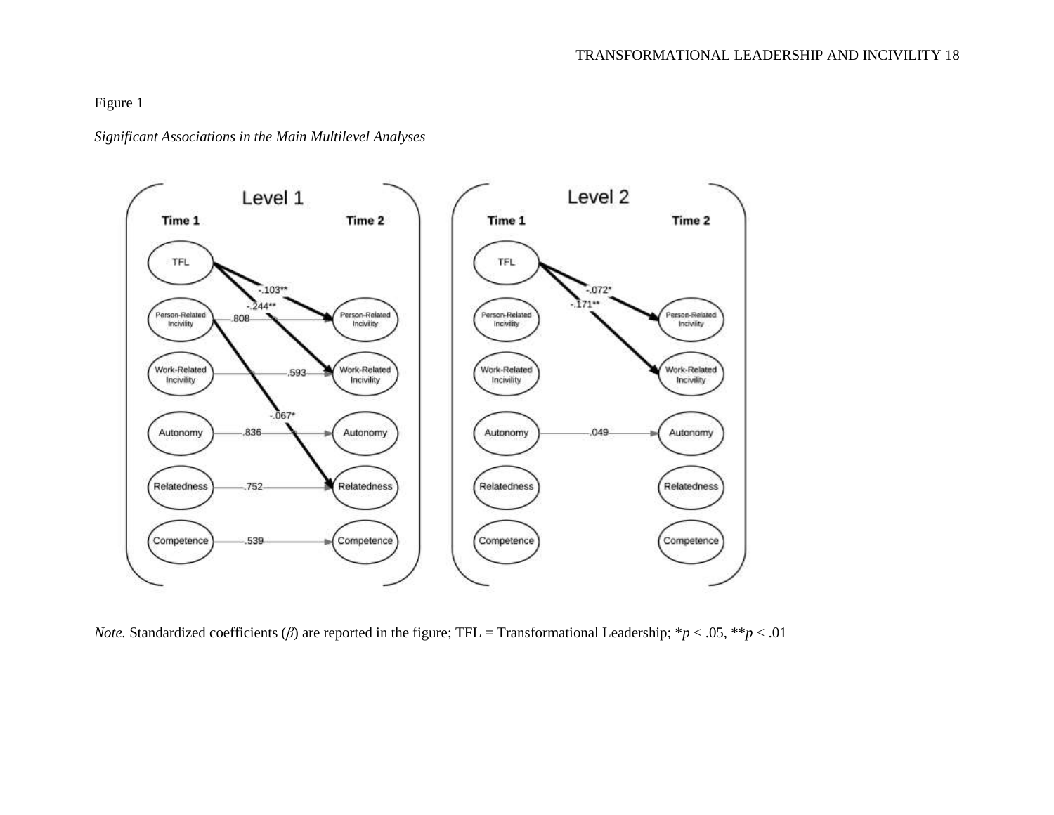Figure 1

*Significant Associations in the Main Multilevel Analyses*

*Note.* Standardized coefficients ($\beta$) are reported in the figure; TFL = Transformational Leadership; $^{*}p < .05$, $^{**}p < .01$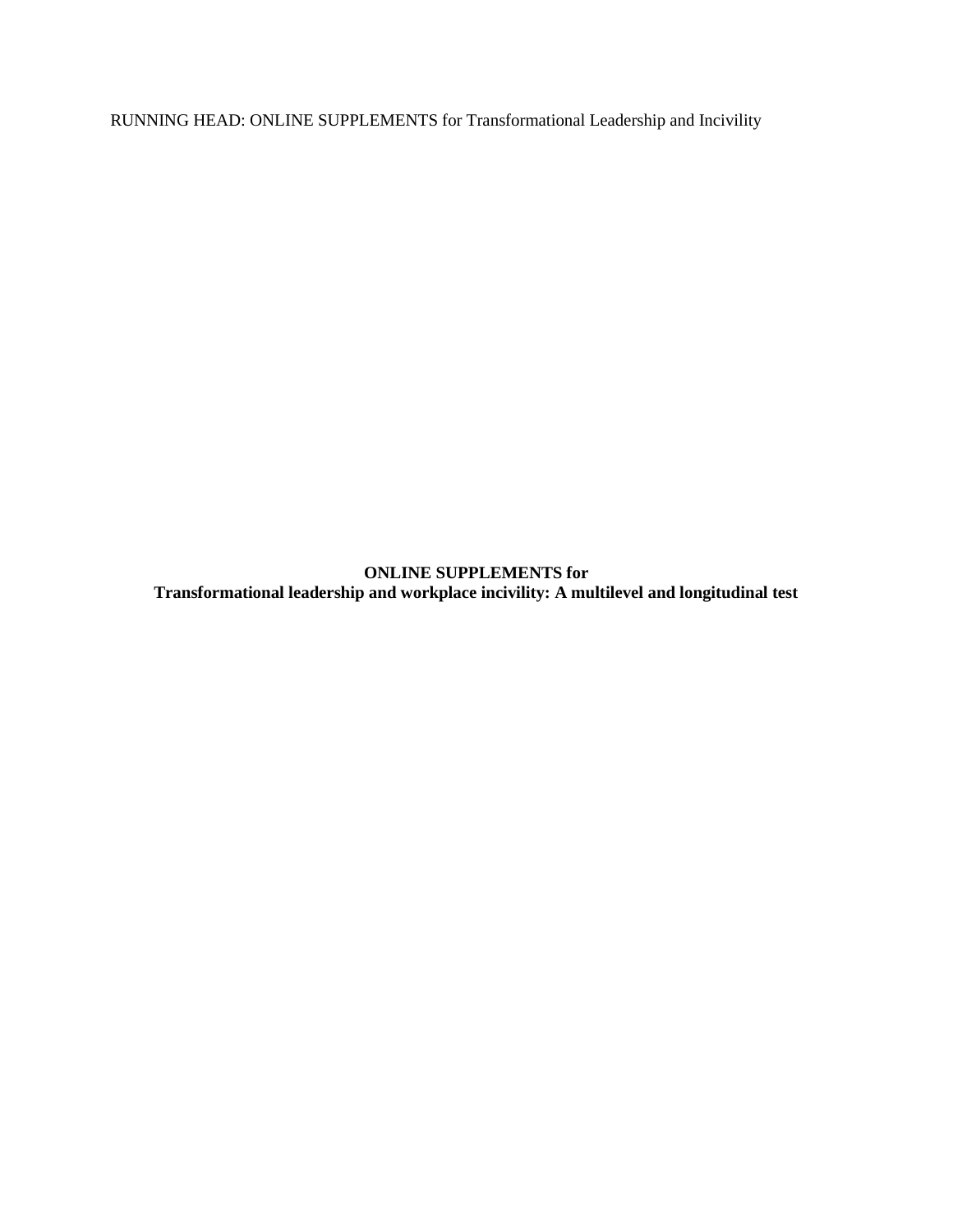**ONLINE SUPPLEMENTS for**
**Transformational leadership and workplace incivility: A multilevel and longitudinal test**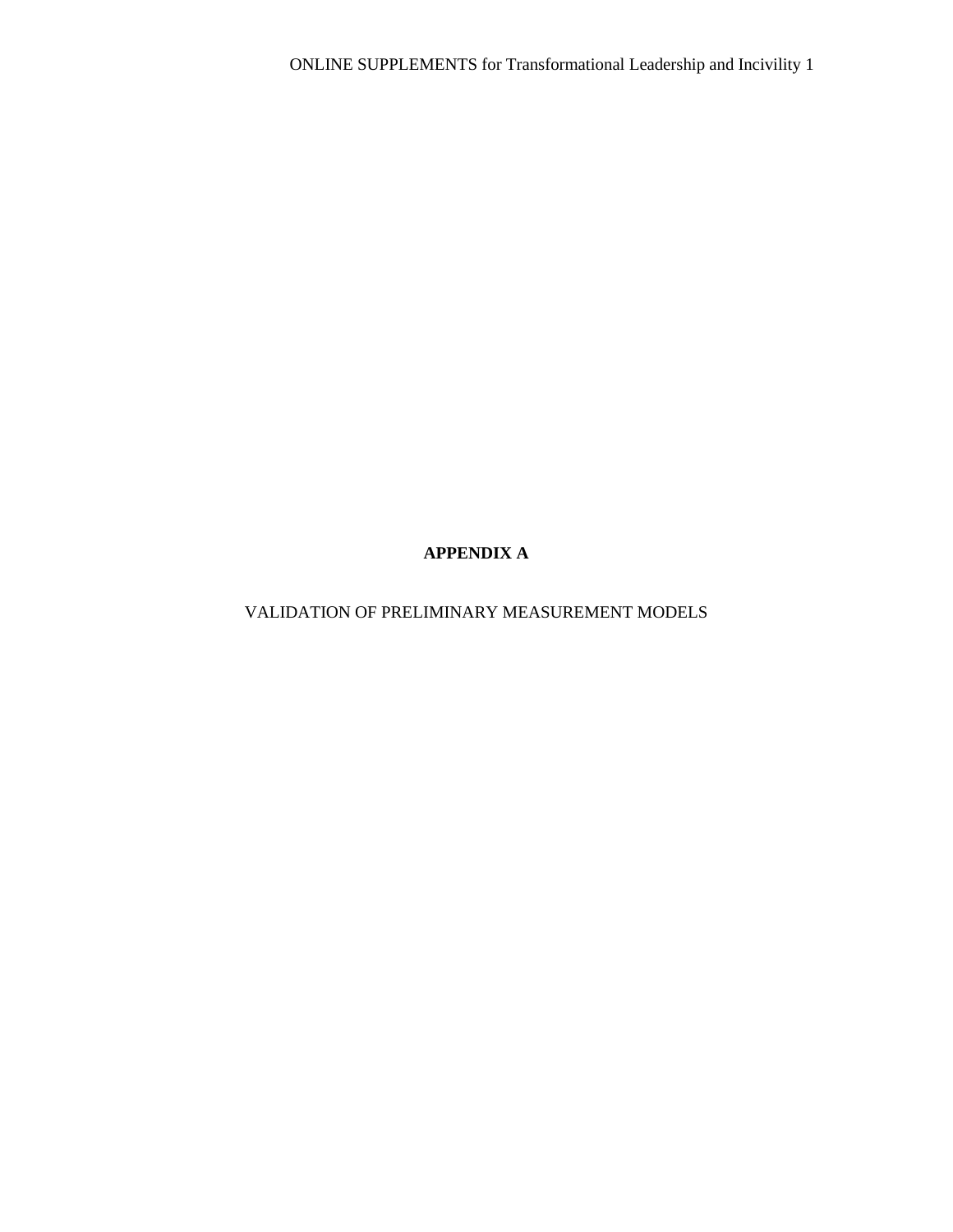# APPENDIX A

VALIDATION OF PRELIMINARY MEASUREMENT MODELS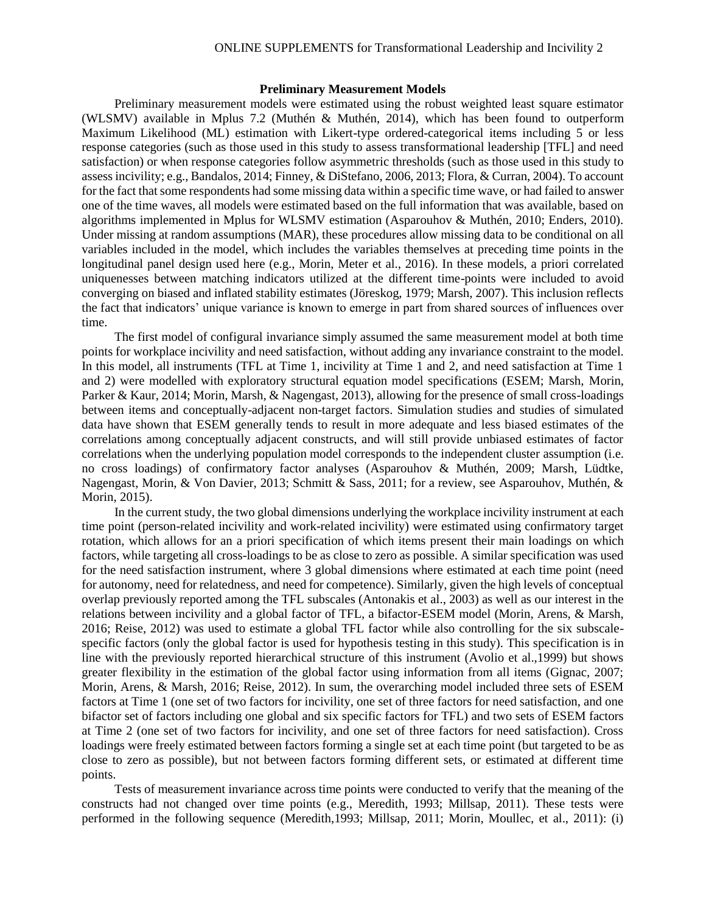### Preliminary Measurement Models

Preliminary measurement models were estimated using the robust weighted least square estimator (WLSMV) available in Mplus 7.2 (Muthén & Muthén, 2014), which has been found to outperform Maximum Likelihood (ML) estimation with Likert-type ordered-categorical items including 5 or less response categories (such as those used in this study to assess transformational leadership [TFL] and need satisfaction) or when response categories follow asymmetric thresholds (such as those used in this study to assess incivility; e.g., Bandalos, 2014; Finney, & DiStefano, 2006, 2013; Flora, & Curran, 2004). To account for the fact that some respondents had some missing data within a specific time wave, or had failed to answer one of the time waves, all models were estimated based on the full information that was available, based on algorithms implemented in Mplus for WLSMV estimation (Asparouhov & Muthén, 2010; Enders, 2010). Under missing at random assumptions (MAR), these procedures allow missing data to be conditional on all variables included in the model, which includes the variables themselves at preceding time points in the longitudinal panel design used here (e.g., Morin, Meter et al., 2016). In these models, a priori correlated uniquenesses between matching indicators utilized at the different time-points were included to avoid converging on biased and inflated stability estimates (Jöreskog, 1979; Marsh, 2007). This inclusion reflects the fact that indicators' unique variance is known to emerge in part from shared sources of influences over time.

The first model of configural invariance simply assumed the same measurement model at both time points for workplace incivility and need satisfaction, without adding any invariance constraint to the model. In this model, all instruments (TFL at Time 1, incivility at Time 1 and 2, and need satisfaction at Time 1 and 2) were modelled with exploratory structural equation model specifications (ESEM; Marsh, Morin, Parker & Kaur, 2014; Morin, Marsh, & Nagengast, 2013), allowing for the presence of small cross-loadings between items and conceptually-adjacent non-target factors. Simulation studies and studies of simulated data have shown that ESEM generally tends to result in more adequate and less biased estimates of the correlations among conceptually adjacent constructs, and will still provide unbiased estimates of factor correlations when the underlying population model corresponds to the independent cluster assumption (i.e. no cross loadings) of confirmatory factor analyses (Asparouhov & Muthén, 2009; Marsh, Lüdtke, Nagengast, Morin, & Von Davier, 2013; Schmitt & Sass, 2011; for a review, see Asparouhov, Muthén, & Morin, 2015).

In the current study, the two global dimensions underlying the workplace incivility instrument at each time point (person-related incivility and work-related incivility) were estimated using confirmatory target rotation, which allows for an a priori specification of which items present their main loadings on which factors, while targeting all cross-loadings to be as close to zero as possible. A similar specification was used for the need satisfaction instrument, where 3 global dimensions where estimated at each time point (need for autonomy, need for relatedness, and need for competence). Similarly, given the high levels of conceptual overlap previously reported among the TFL subscales (Antonakis et al., 2003) as well as our interest in the relations between incivility and a global factor of TFL, a bifactor-ESEM model (Morin, Arens, & Marsh, 2016; Reise, 2012) was used to estimate a global TFL factor while also controlling for the six subscale-specific factors (only the global factor is used for hypothesis testing in this study). This specification is in line with the previously reported hierarchical structure of this instrument (Avolio et al.,1999) but shows greater flexibility in the estimation of the global factor using information from all items (Gignac, 2007; Morin, Arens, & Marsh, 2016; Reise, 2012). In sum, the overarching model included three sets of ESEM factors at Time 1 (one set of two factors for incivility, one set of three factors for need satisfaction, and one bifactor set of factors including one global and six specific factors for TFL) and two sets of ESEM factors at Time 2 (one set of two factors for incivility, and one set of three factors for need satisfaction). Cross loadings were freely estimated between factors forming a single set at each time point (but targeted to be as close to zero as possible), but not between factors forming different sets, or estimated at different time points.

Tests of measurement invariance across time points were conducted to verify that the meaning of the constructs had not changed over time points (e.g., Meredith, 1993; Millsap, 2011). These tests were performed in the following sequence (Meredith,1993; Millsap, 2011; Morin, Moullec, et al., 2011): (i)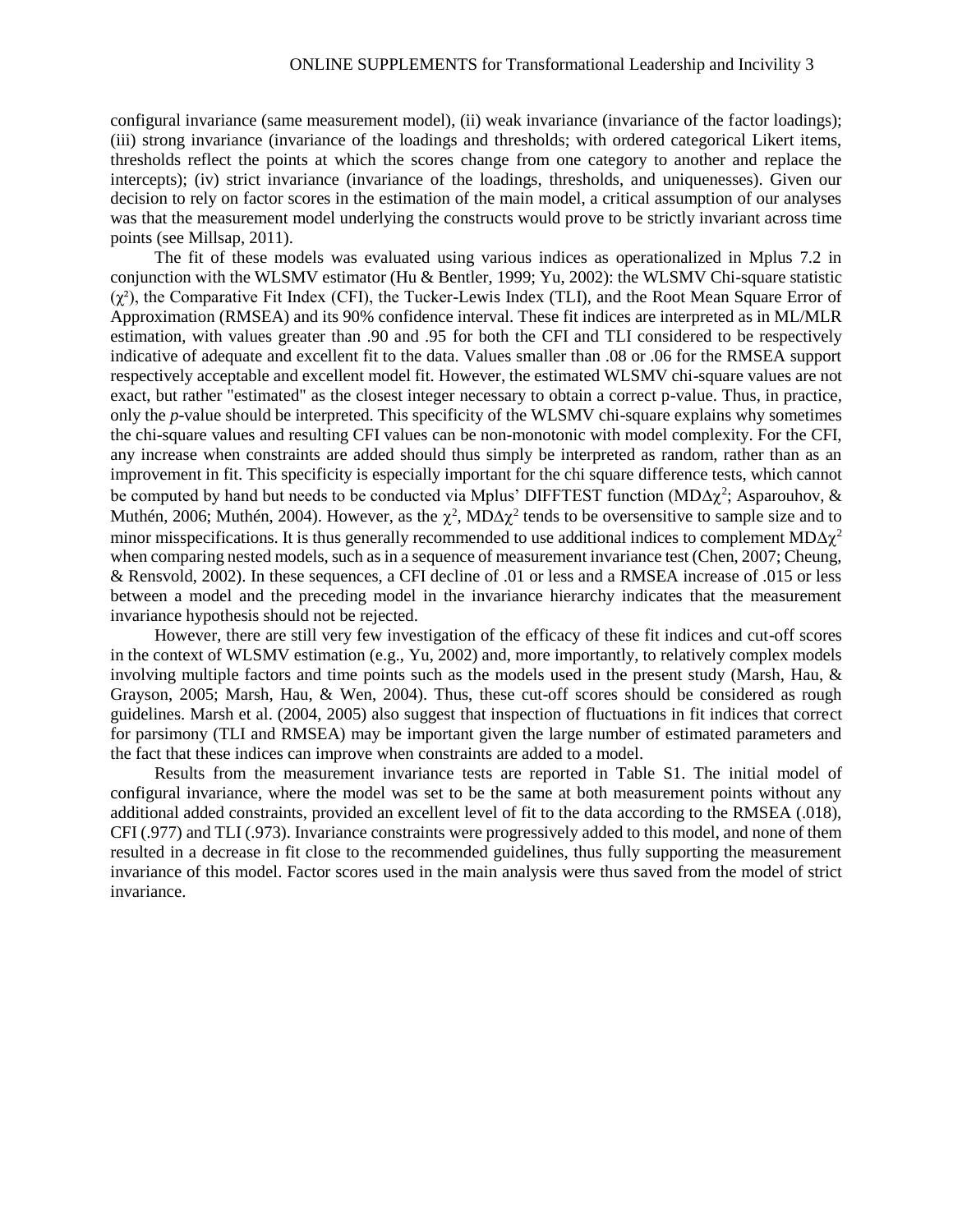configural invariance (same measurement model), (ii) weak invariance (invariance of the factor loadings); (iii) strong invariance (invariance of the loadings and thresholds; with ordered categorical Likert items, thresholds reflect the points at which the scores change from one category to another and replace the intercepts); (iv) strict invariance (invariance of the loadings, thresholds, and uniquenesses). Given our decision to rely on factor scores in the estimation of the main model, a critical assumption of our analyses was that the measurement model underlying the constructs would prove to be strictly invariant across time points (see Millsap, 2011).

The fit of these models was evaluated using various indices as operationalized in Mplus 7.2 in conjunction with the WLSMV estimator (Hu & Bentler, 1999; Yu, 2002): the WLSMV Chi-square statistic ($\chi^2$), the Comparative Fit Index (CFI), the Tucker-Lewis Index (TLI), and the Root Mean Square Error of Approximation (RMSEA) and its 90% confidence interval. These fit indices are interpreted as in ML/MLR estimation, with values greater than .90 and .95 for both the CFI and TLI considered to be respectively indicative of adequate and excellent fit to the data. Values smaller than .08 or .06 for the RMSEA support respectively acceptable and excellent model fit. However, the estimated WLSMV chi-square values are not exact, but rather "estimated" as the closest integer necessary to obtain a correct p-value. Thus, in practice, only the *p*-value should be interpreted. This specificity of the WLSMV chi-square explains why sometimes the chi-square values and resulting CFI values can be non-monotonic with model complexity. For the CFI, any increase when constraints are added should thus simply be interpreted as random, rather than as an improvement in fit. This specificity is especially important for the chi square difference tests, which cannot be computed by hand but needs to be conducted via Mplus' DIFFTEST function (MD$\Delta\chi^2$; Asparouhov, & Muthén, 2006; Muthén, 2004). However, as the $\chi^2$, MD$\Delta\chi^2$ tends to be oversensitive to sample size and to minor misspecifications. It is thus generally recommended to use additional indices to complement MD$\Delta\chi^2$ when comparing nested models, such as in a sequence of measurement invariance test (Chen, 2007; Cheung, & Rensvold, 2002). In these sequences, a CFI decline of .01 or less and a RMSEA increase of .015 or less between a model and the preceding model in the invariance hierarchy indicates that the measurement invariance hypothesis should not be rejected.

However, there are still very few investigation of the efficacy of these fit indices and cut-off scores in the context of WLSMV estimation (e.g., Yu, 2002) and, more importantly, to relatively complex models involving multiple factors and time points such as the models used in the present study (Marsh, Hau, & Grayson, 2005; Marsh, Hau, & Wen, 2004). Thus, these cut-off scores should be considered as rough guidelines. Marsh et al. (2004, 2005) also suggest that inspection of fluctuations in fit indices that correct for parsimony (TLI and RMSEA) may be important given the large number of estimated parameters and the fact that these indices can improve when constraints are added to a model.

Results from the measurement invariance tests are reported in Table S1. The initial model of configural invariance, where the model was set to be the same at both measurement points without any additional added constraints, provided an excellent level of fit to the data according to the RMSEA (.018), CFI (.977) and TLI (.973). Invariance constraints were progressively added to this model, and none of them resulted in a decrease in fit close to the recommended guidelines, thus fully supporting the measurement invariance of this model. Factor scores used in the main analysis were thus saved from the model of strict invariance.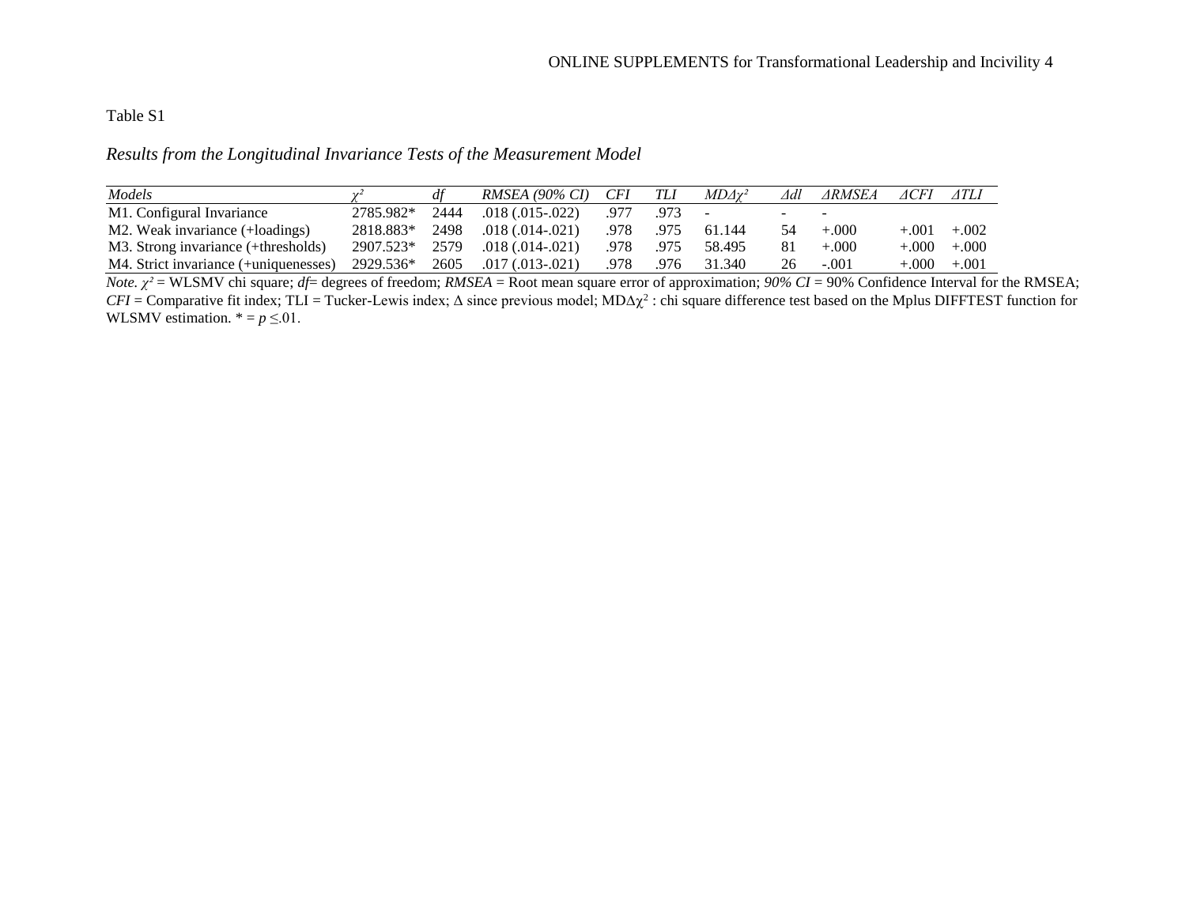Table S1

*Results from the Longitudinal Invariance Tests of the Measurement Model*

| *Models* | $\chi^2$ | *df* | *RMSEA (90% CI)* | *CFI* | *TLI* | *MD*$\Delta\chi^2$ | $\Delta$*dl* | $\Delta$*RMSEA* | $\Delta$*CFI* | $\Delta$*TLI* |
|---|---|---|---|---|---|---|---|---|---|---|
| M1. Configural Invariance | 2785.982* | 2444 | .018 (.015-.022) | .977 | .973 | - | - | - | | |
| M2. Weak invariance (+loadings) | 2818.883* | 2498 | .018 (.014-.021) | .978 | .975 | 61.144 | 54 | +.000 | +.001 | +.002 |
| M3. Strong invariance (+thresholds) | 2907.523* | 2579 | .018 (.014-.021) | .978 | .975 | 58.495 | 81 | +.000 | +.000 | +.000 |
| M4. Strict invariance (+uniquenesses) | 2929.536* | 2605 | .017 (.013-.021) | .978 | .976 | 31.340 | 26 | -.001 | +.000 | +.001 |

*Note.* $\chi^2$ = WLSMV chi square; *df*= degrees of freedom; *RMSEA* = Root mean square error of approximation; *90% CI* = 90% Confidence Interval for the RMSEA; *CFI* = Comparative fit index; TLI = Tucker-Lewis index; $\Delta$ since previous model; MD$\Delta\chi^2$ : chi square difference test based on the Mplus DIFFTEST function for WLSMV estimation. * = $p \leq .01$.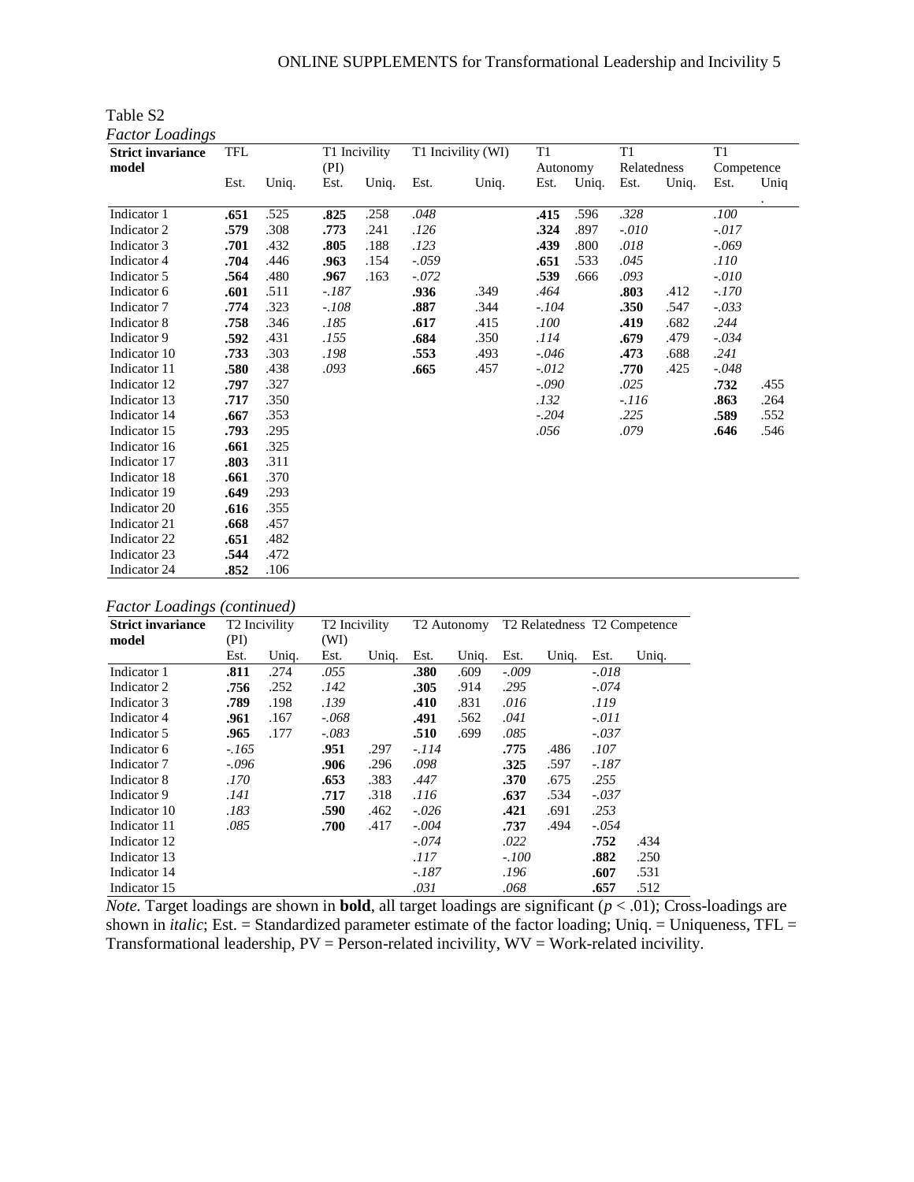Table S2

*Factor Loadings*

| **Strict invariance model** | TFL | | T1 Incivility (PI) | | T1 Incivility (WI) | | T1 Autonomy | | T1 Relatedness | | T1 Competence | |
|---|---|---|---|---|---|---|---|---|---|---|---|---|
| | Est. | Uniq. | Est. | Uniq. | Est. | Uniq. | Est. | Uniq. | Est. | Uniq. | Est. | Uniq. |
| Indicator 1 | **.651** | .525 | **.825** | .258 | *.048* | | **.415** | .596 | *.328* | | *.100* | |
| Indicator 2 | **.579** | .308 | **.773** | .241 | *.126* | | **.324** | .897 | *-.010* | | *-.017* | |
| Indicator 3 | **.701** | .432 | **.805** | .188 | *.123* | | **.439** | .800 | *.018* | | *-.069* | |
| Indicator 4 | **.704** | .446 | **.963** | .154 | *-.059* | | **.651** | .533 | *.045* | | *.110* | |
| Indicator 5 | **.564** | .480 | **.967** | .163 | *-.072* | | **.539** | .666 | *.093* | | *-.010* | |
| Indicator 6 | **.601** | .511 | *-.187* | | **.936** | .349 | *.464* | | **.803** | .412 | *-.170* | |
| Indicator 7 | **.774** | .323 | *-.108* | | **.887** | .344 | *-.104* | | **.350** | .547 | *-.033* | |
| Indicator 8 | **.758** | .346 | *.185* | | **.617** | .415 | *.100* | | **.419** | .682 | *.244* | |
| Indicator 9 | **.592** | .431 | *.155* | | **.684** | .350 | *.114* | | **.679** | .479 | *-.034* | |
| Indicator 10 | **.733** | .303 | *.198* | | **.553** | .493 | *-.046* | | **.473** | .688 | *.241* | |
| Indicator 11 | **.580** | .438 | *.093* | | **.665** | .457 | *-.012* | | **.770** | .425 | *-.048* | |
| Indicator 12 | **.797** | .327 | | | | | *-.090* | | *.025* | | **.732** | .455 |
| Indicator 13 | **.717** | .350 | | | | | *.132* | | *-.116* | | **.863** | .264 |
| Indicator 14 | **.667** | .353 | | | | | *-.204* | | *.225* | | **.589** | .552 |
| Indicator 15 | **.793** | .295 | | | | | *.056* | | *.079* | | **.646** | .546 |
| Indicator 16 | **.661** | .325 | | | | | | | | | | |
| Indicator 17 | **.803** | .311 | | | | | | | | | | |
| Indicator 18 | **.661** | .370 | | | | | | | | | | |
| Indicator 19 | **.649** | .293 | | | | | | | | | | |
| Indicator 20 | **.616** | .355 | | | | | | | | | | |
| Indicator 21 | **.668** | .457 | | | | | | | | | | |
| Indicator 22 | **.651** | .482 | | | | | | | | | | |
| Indicator 23 | **.544** | .472 | | | | | | | | | | |
| Indicator 24 | **.852** | .106 | | | | | | | | | | |

*Factor Loadings (continued)*

| **Strict invariance model** | T2 Incivility (PI) | | T2 Incivility (WI) | | T2 Autonomy | | T2 Relatedness | | T2 Competence | |
|---|---|---|---|---|---|---|---|---|---|---|
| | Est. | Uniq. | Est. | Uniq. | Est. | Uniq. | Est. | Uniq. | Est. | Uniq. |
| Indicator 1 | **.811** | .274 | *.055* | | **.380** | .609 | *-.009* | | *-.018* | |
| Indicator 2 | **.756** | .252 | *.142* | | **.305** | .914 | *.295* | | *-.074* | |
| Indicator 3 | **.789** | .198 | *.139* | | **.410** | .831 | *.016* | | *.119* | |
| Indicator 4 | **.961** | .167 | *-.068* | | **.491** | .562 | *.041* | | *-.011* | |
| Indicator 5 | **.965** | .177 | *-.083* | | **.510** | .699 | *.085* | | *-.037* | |
| Indicator 6 | *-.165* | | **.951** | .297 | *-.114* | | **.775** | .486 | *.107* | |
| Indicator 7 | *-.096* | | **.906** | .296 | *.098* | | **.325** | .597 | *-.187* | |
| Indicator 8 | *.170* | | **.653** | .383 | *.447* | | **.370** | .675 | *.255* | |
| Indicator 9 | *.141* | | **.717** | .318 | *.116* | | **.637** | .534 | *-.037* | |
| Indicator 10 | *.183* | | **.590** | .462 | *-.026* | | **.421** | .691 | *.253* | |
| Indicator 11 | *.085* | | **.700** | .417 | *-.004* | | **.737** | .494 | *-.054* | |
| Indicator 12 | | | | | *-.074* | | *.022* | | **.752** | .434 |
| Indicator 13 | | | | | *.117* | | *-.100* | | **.882** | .250 |
| Indicator 14 | | | | | *-.187* | | *.196* | | **.607** | .531 |
| Indicator 15 | | | | | *.031* | | *.068* | | **.657** | .512 |

*Note.* Target loadings are shown in **bold**, all target loadings are significant ($p < .01$); Cross-loadings are shown in *italic*; Est. = Standardized parameter estimate of the factor loading; Uniq. = Uniqueness, TFL = Transformational leadership, PV = Person-related incivility, WV = Work-related incivility.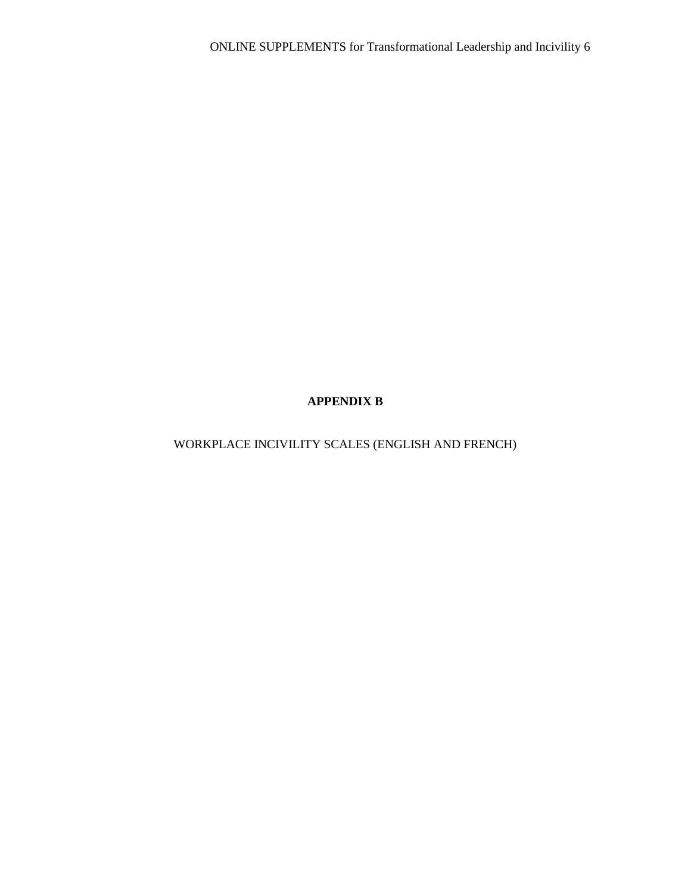# APPENDIX B

WORKPLACE INCIVILITY SCALES (ENGLISH AND FRENCH)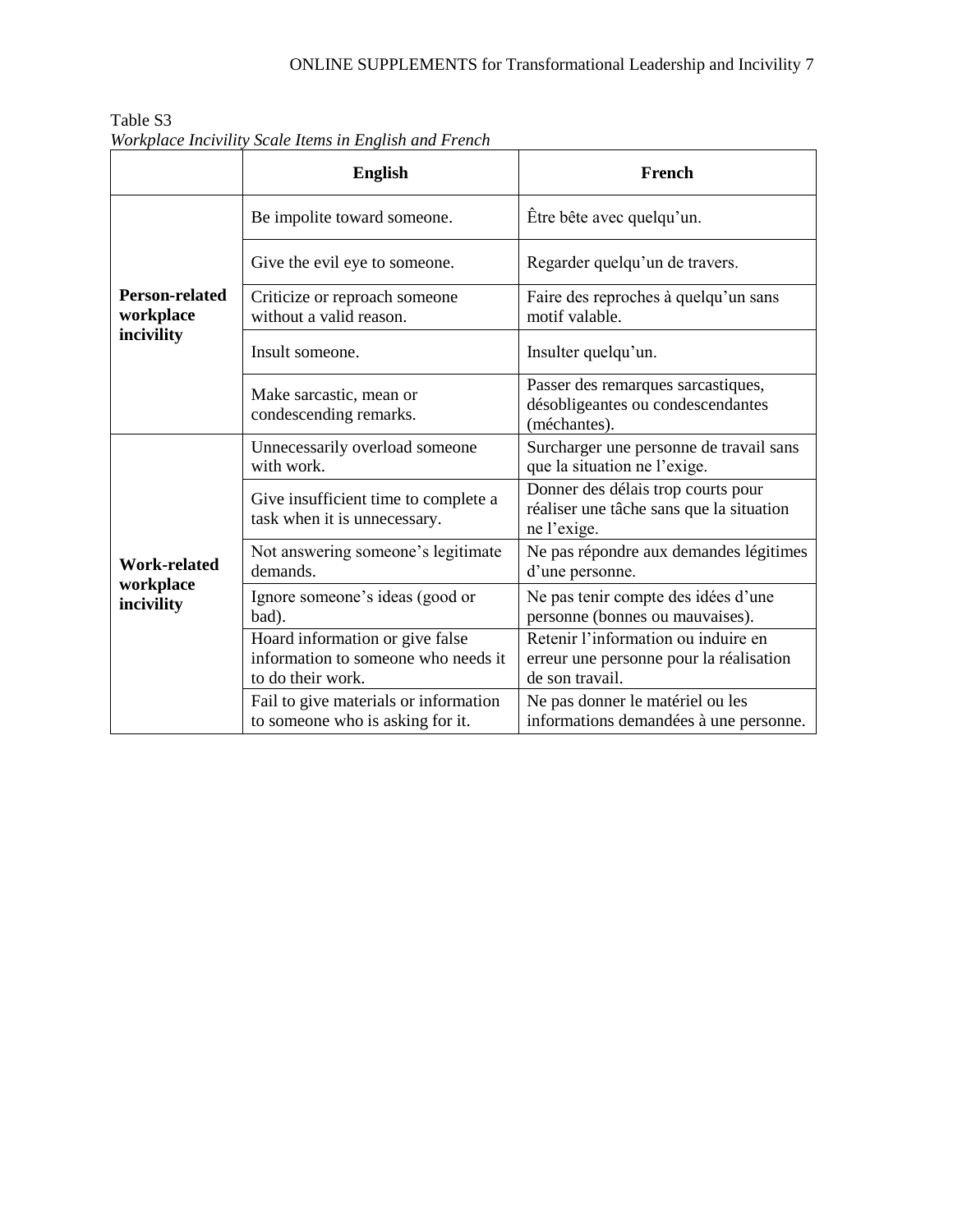Table S3

*Workplace Incivility Scale Items in English and French*

| | English | French |
|---|---|---|
| **Person-related workplace incivility** | Be impolite toward someone. | Être bête avec quelqu'un. |
| | Give the evil eye to someone. | Regarder quelqu'un de travers. |
| | Criticize or reproach someone without a valid reason. | Faire des reproches à quelqu'un sans motif valable. |
| | Insult someone. | Insulter quelqu'un. |
| | Make sarcastic, mean or condescending remarks. | Passer des remarques sarcastiques, désobligeantes ou condescendantes (méchantes). |
| **Work-related workplace incivility** | Unnecessarily overload someone with work. | Surcharger une personne de travail sans que la situation ne l'exige. |
| | Give insufficient time to complete a task when it is unnecessary. | Donner des délais trop courts pour réaliser une tâche sans que la situation ne l'exige. |
| | Not answering someone's legitimate demands. | Ne pas répondre aux demandes légitimes d'une personne. |
| | Ignore someone's ideas (good or bad). | Ne pas tenir compte des idées d'une personne (bonnes ou mauvaises). |
| | Hoard information or give false information to someone who needs it to do their work. | Retenir l'information ou induire en erreur une personne pour la réalisation de son travail. |
| | Fail to give materials or information to someone who is asking for it. | Ne pas donner le matériel ou les informations demandées à une personne. |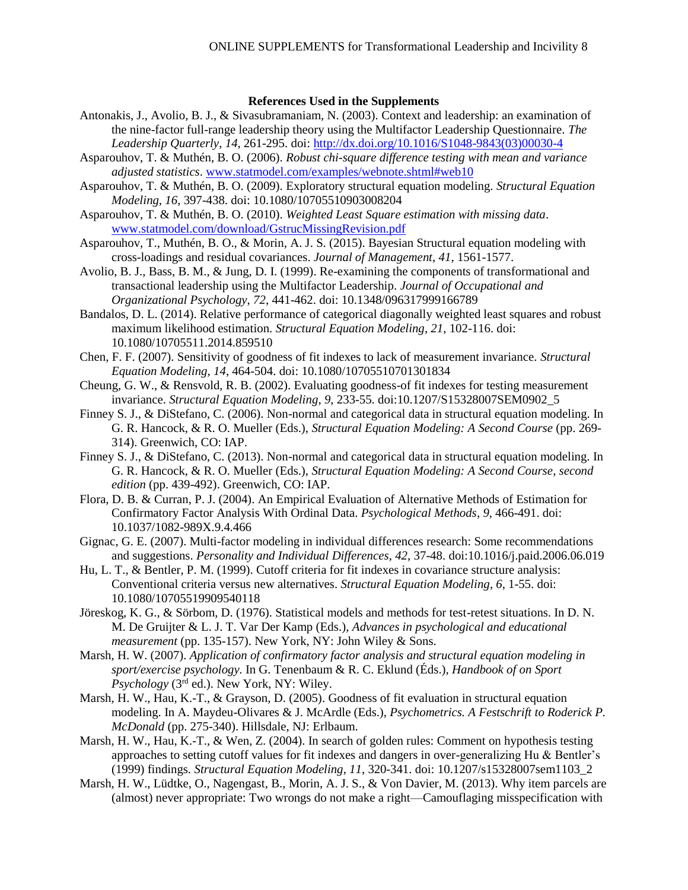**References Used in the Supplements**

Antonakis, J., Avolio, B. J., & Sivasubramaniam, N. (2003). Context and leadership: an examination of the nine-factor full-range leadership theory using the Multifactor Leadership Questionnaire. *The Leadership Quarterly*, *14*, 261-295. doi: http://dx.doi.org/10.1016/S1048-9843(03)00030-4

Asparouhov, T. & Muthén, B. O. (2006). *Robust chi-square difference testing with mean and variance adjusted statistics*. www.statmodel.com/examples/webnote.shtml#web10

Asparouhov, T. & Muthén, B. O. (2009). Exploratory structural equation modeling. *Structural Equation Modeling*, *16*, 397-438. doi: 10.1080/10705510903008204

Asparouhov, T. & Muthén, B. O. (2010). *Weighted Least Square estimation with missing data*. www.statmodel.com/download/GstrucMissingRevision.pdf

Asparouhov, T., Muthén, B. O., & Morin, A. J. S. (2015). Bayesian Structural equation modeling with cross-loadings and residual covariances. *Journal of Management*, *41*, 1561-1577.

Avolio, B. J., Bass, B. M., & Jung, D. I. (1999). Re-examining the components of transformational and transactional leadership using the Multifactor Leadership. *Journal of Occupational and Organizational Psychology*, *72*, 441-462. doi: 10.1348/096317999166789

Bandalos, D. L. (2014). Relative performance of categorical diagonally weighted least squares and robust maximum likelihood estimation. *Structural Equation Modeling*, *21*, 102-116. doi: 10.1080/10705511.2014.859510

Chen, F. F. (2007). Sensitivity of goodness of fit indexes to lack of measurement invariance. *Structural Equation Modeling*, *14*, 464-504. doi: 10.1080/10705510701301834

Cheung, G. W., & Rensvold, R. B. (2002). Evaluating goodness-of fit indexes for testing measurement invariance. *Structural Equation Modeling*, *9*, 233-55. doi:10.1207/S15328007SEM0902_5

Finney S. J., & DiStefano, C. (2006). Non-normal and categorical data in structural equation modeling. In G. R. Hancock, & R. O. Mueller (Eds.), *Structural Equation Modeling: A Second Course* (pp. 269-314). Greenwich, CO: IAP.

Finney S. J., & DiStefano, C. (2013). Non-normal and categorical data in structural equation modeling. In G. R. Hancock, & R. O. Mueller (Eds.), *Structural Equation Modeling: A Second Course*, *second edition* (pp. 439-492). Greenwich, CO: IAP.

Flora, D. B. & Curran, P. J. (2004). An Empirical Evaluation of Alternative Methods of Estimation for Confirmatory Factor Analysis With Ordinal Data. *Psychological Methods*, *9*, 466-491. doi: 10.1037/1082-989X.9.4.466

Gignac, G. E. (2007). Multi-factor modeling in individual differences research: Some recommendations and suggestions. *Personality and Individual Differences*, *42*, 37-48. doi:10.1016/j.paid.2006.06.019

Hu, L. T., & Bentler, P. M. (1999). Cutoff criteria for fit indexes in covariance structure analysis: Conventional criteria versus new alternatives. *Structural Equation Modeling*, *6*, 1-55. doi: 10.1080/10705519909540118

Jöreskog, K. G., & Sörbom, D. (1976). Statistical models and methods for test-retest situations. In D. N. M. De Gruijter & L. J. T. Var Der Kamp (Eds.), *Advances in psychological and educational measurement* (pp. 135-157). New York, NY: John Wiley & Sons.

Marsh, H. W. (2007). *Application of confirmatory factor analysis and structural equation modeling in sport/exercise psychology.* In G. Tenenbaum & R. C. Eklund (Éds.), *Handbook of on Sport Psychology* (3rd ed.). New York, NY: Wiley.

Marsh, H. W., Hau, K.-T., & Grayson, D. (2005). Goodness of fit evaluation in structural equation modeling. In A. Maydeu-Olivares & J. McArdle (Eds.), *Psychometrics. A Festschrift to Roderick P. McDonald* (pp. 275-340). Hillsdale, NJ: Erlbaum.

Marsh, H. W., Hau, K.-T., & Wen, Z. (2004). In search of golden rules: Comment on hypothesis testing approaches to setting cutoff values for fit indexes and dangers in over-generalizing Hu & Bentler's (1999) findings. *Structural Equation Modeling*, *11*, 320-341. doi: 10.1207/s15328007sem1103_2

Marsh, H. W., Lüdtke, O., Nagengast, B., Morin, A. J. S., & Von Davier, M. (2013). Why item parcels are (almost) never appropriate: Two wrongs do not make a right—Camouflaging misspecification with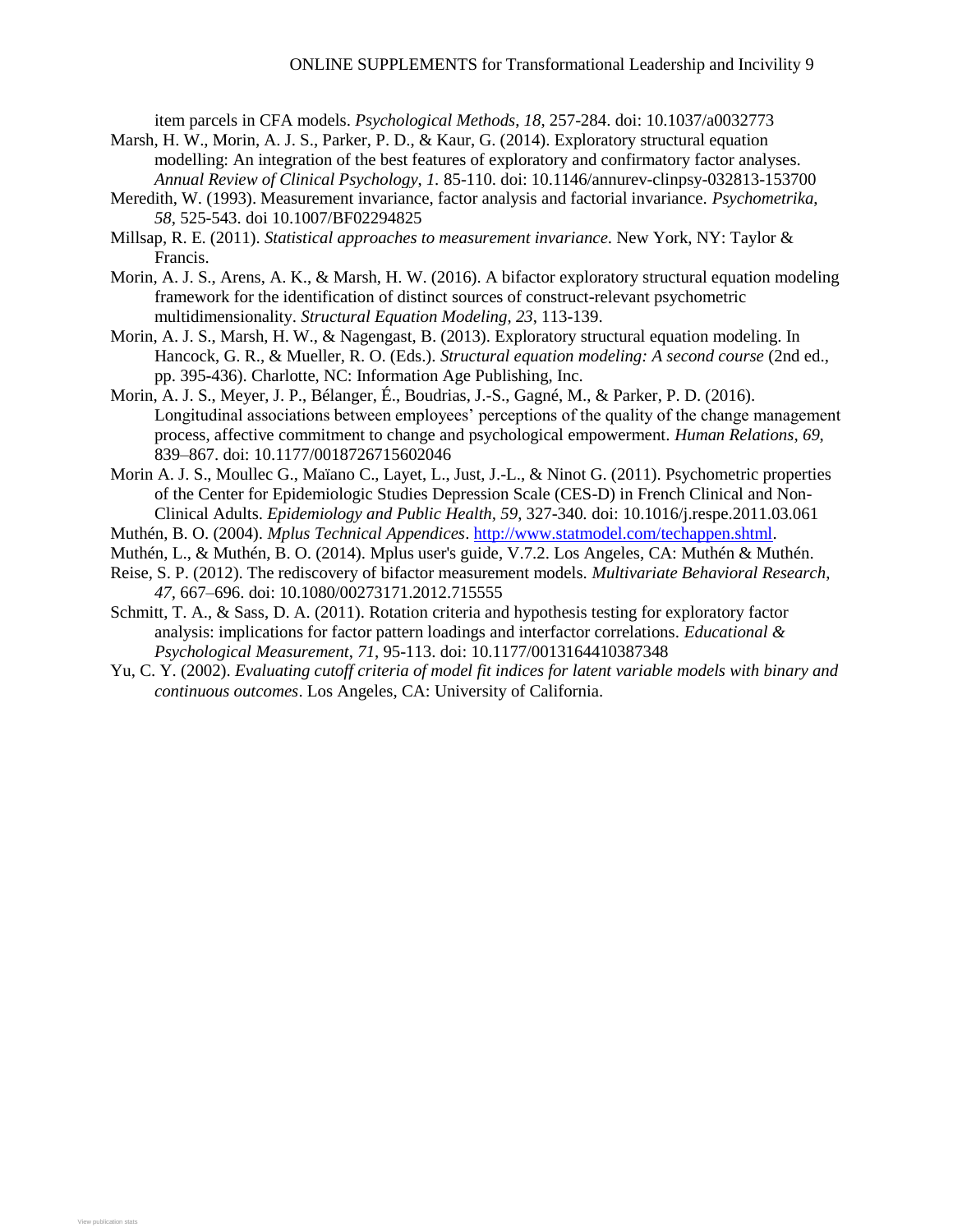item parcels in CFA models. *Psychological Methods*, *18*, 257-284. doi: 10.1037/a0032773

Marsh, H. W., Morin, A. J. S., Parker, P. D., & Kaur, G. (2014). Exploratory structural equation modelling: An integration of the best features of exploratory and confirmatory factor analyses. *Annual Review of Clinical Psychology, 1.* 85-110. doi: 10.1146/annurev-clinpsy-032813-153700

Meredith, W. (1993). Measurement invariance, factor analysis and factorial invariance. *Psychometrika*, *58*, 525-543. doi 10.1007/BF02294825

Millsap, R. E. (2011). *Statistical approaches to measurement invariance*. New York, NY: Taylor & Francis.

Morin, A. J. S., Arens, A. K., & Marsh, H. W. (2016). A bifactor exploratory structural equation modeling framework for the identification of distinct sources of construct-relevant psychometric multidimensionality. *Structural Equation Modeling*, *23*, 113-139.

Morin, A. J. S., Marsh, H. W., & Nagengast, B. (2013). Exploratory structural equation modeling. In Hancock, G. R., & Mueller, R. O. (Eds.). *Structural equation modeling: A second course* (2nd ed., pp. 395-436). Charlotte, NC: Information Age Publishing, Inc.

Morin, A. J. S., Meyer, J. P., Bélanger, É., Boudrias, J.-S., Gagné, M., & Parker, P. D. (2016). Longitudinal associations between employees' perceptions of the quality of the change management process, affective commitment to change and psychological empowerment. *Human Relations*, *69*, 839–867. doi: 10.1177/0018726715602046

Morin A. J. S., Moullec G., Maïano C., Layet, L., Just, J.-L., & Ninot G. (2011). Psychometric properties of the Center for Epidemiologic Studies Depression Scale (CES-D) in French Clinical and Non-Clinical Adults. *Epidemiology and Public Health*, *59*, 327-340. doi: 10.1016/j.respe.2011.03.061

Muthén, B. O. (2004). *Mplus Technical Appendices*. http://www.statmodel.com/techappen.shtml.

Muthén, L., & Muthén, B. O. (2014). Mplus user's guide, V.7.2. Los Angeles, CA: Muthén & Muthén.

Reise, S. P. (2012). The rediscovery of bifactor measurement models. *Multivariate Behavioral Research*, *47*, 667–696. doi: 10.1080/00273171.2012.715555

Schmitt, T. A., & Sass, D. A. (2011). Rotation criteria and hypothesis testing for exploratory factor analysis: implications for factor pattern loadings and interfactor correlations. *Educational & Psychological Measurement*, *71*, 95-113. doi: 10.1177/0013164410387348

Yu, C. Y. (2002). *Evaluating cutoff criteria of model fit indices for latent variable models with binary and continuous outcomes*. Los Angeles, CA: University of California.